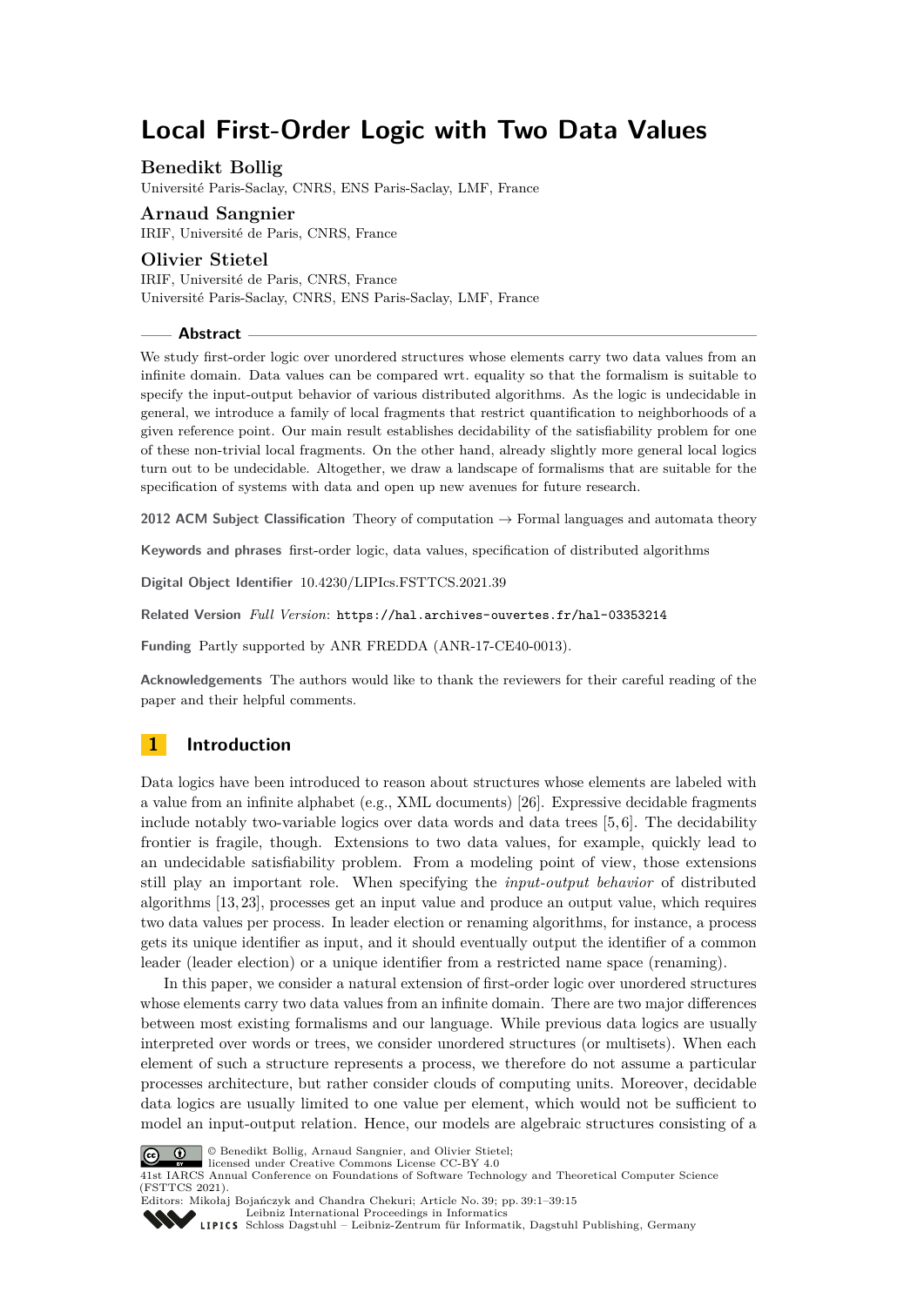# Local First-Order Logic with Two Data Values

**Benedikt Bollig**
Université Paris-Saclay, CNRS, ENS Paris-Saclay, LMF, France

**Arnaud Sangnier**
IRIF, Université de Paris, CNRS, France

**Olivier Stietel**
IRIF, Université de Paris, CNRS, France
Université Paris-Saclay, CNRS, ENS Paris-Saclay, LMF, France

## Abstract

We study first-order logic over unordered structures whose elements carry two data values from an infinite domain. Data values can be compared wrt. equality so that the formalism is suitable to specify the input-output behavior of various distributed algorithms. As the logic is undecidable in general, we introduce a family of local fragments that restrict quantification to neighborhoods of a given reference point. Our main result establishes decidability of the satisfiability problem for one of these non-trivial local fragments. On the other hand, already slightly more general local logics turn out to be undecidable. Altogether, we draw a landscape of formalisms that are suitable for the specification of systems with data and open up new avenues for future research.

**2012 ACM Subject Classification** Theory of computation → Formal languages and automata theory

**Keywords and phrases** first-order logic, data values, specification of distributed algorithms

**Digital Object Identifier** 10.4230/LIPIcs.FSTTCS.2021.39

**Related Version** *Full Version*: https://hal.archives-ouvertes.fr/hal-03353214

**Funding** Partly supported by ANR FREDDA (ANR-17-CE40-0013).

**Acknowledgements** The authors would like to thank the reviewers for their careful reading of the paper and their helpful comments.

## 1 Introduction

Data logics have been introduced to reason about structures whose elements are labeled with a value from an infinite alphabet (e.g., XML documents) [26]. Expressive decidable fragments include notably two-variable logics over data words and data trees [5,6]. The decidability frontier is fragile, though. Extensions to two data values, for example, quickly lead to an undecidable satisfiability problem. From a modeling point of view, those extensions still play an important role. When specifying the *input-output behavior* of distributed algorithms [13,23], processes get an input value and produce an output value, which requires two data values per process. In leader election or renaming algorithms, for instance, a process gets its unique identifier as input, and it should eventually output the identifier of a common leader (leader election) or a unique identifier from a restricted name space (renaming).

In this paper, we consider a natural extension of first-order logic over unordered structures whose elements carry two data values from an infinite domain. There are two major differences between most existing formalisms and our language. While previous data logics are usually interpreted over words or trees, we consider unordered structures (or multisets). When each element of such a structure represents a process, we therefore do not assume a particular processes architecture, but rather consider clouds of computing units. Moreover, decidable data logics are usually limited to one value per element, which would not be sufficient to model an input-output relation. Hence, our models are algebraic structures consisting of a

© Benedikt Bollig, Arnaud Sangnier, and Olivier Stietel;
licensed under Creative Commons License CC-BY 4.0
41st IARCS Annual Conference on Foundations of Software Technology and Theoretical Computer Science (FSTTCS 2021).
Editors: Mikołaj Bojańczyk and Chandra Chekuri; Article No. 39; pp. 39:1–39:15
Leibniz International Proceedings in Informatics
Schloss Dagstuhl – Leibniz-Zentrum für Informatik, Dagstuhl Publishing, Germany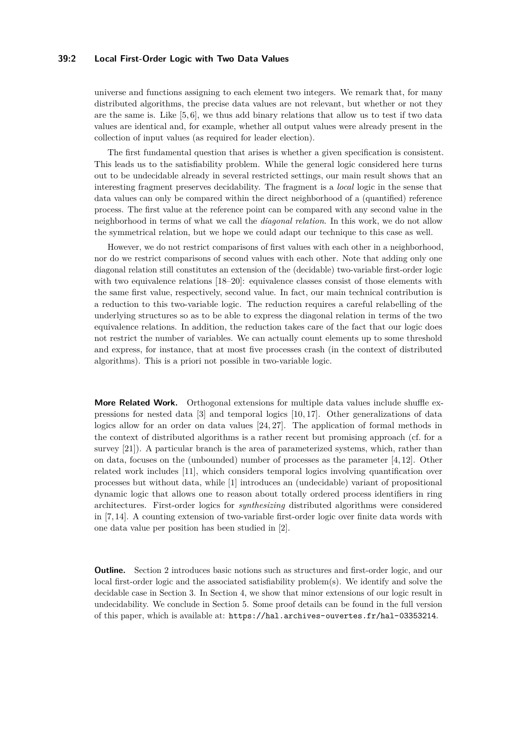universe and functions assigning to each element two integers. We remark that, for many distributed algorithms, the precise data values are not relevant, but whether or not they are the same is. Like [5, 6], we thus add binary relations that allow us to test if two data values are identical and, for example, whether all output values were already present in the collection of input values (as required for leader election).

The first fundamental question that arises is whether a given specification is consistent. This leads us to the satisfiability problem. While the general logic considered here turns out to be undecidable already in several restricted settings, our main result shows that an interesting fragment preserves decidability. The fragment is a *local* logic in the sense that data values can only be compared within the direct neighborhood of a (quantified) reference process. The first value at the reference point can be compared with any second value in the neighborhood in terms of what we call the *diagonal relation*. In this work, we do not allow the symmetrical relation, but we hope we could adapt our technique to this case as well.

However, we do not restrict comparisons of first values with each other in a neighborhood, nor do we restrict comparisons of second values with each other. Note that adding only one diagonal relation still constitutes an extension of the (decidable) two-variable first-order logic with two equivalence relations [18–20]: equivalence classes consist of those elements with the same first value, respectively, second value. In fact, our main technical contribution is a reduction to this two-variable logic. The reduction requires a careful relabelling of the underlying structures so as to be able to express the diagonal relation in terms of the two equivalence relations. In addition, the reduction takes care of the fact that our logic does not restrict the number of variables. We can actually count elements up to some threshold and express, for instance, that at most five processes crash (in the context of distributed algorithms). This is a priori not possible in two-variable logic.

**More Related Work.** Orthogonal extensions for multiple data values include shuffle expressions for nested data [3] and temporal logics [10, 17]. Other generalizations of data logics allow for an order on data values [24, 27]. The application of formal methods in the context of distributed algorithms is a rather recent but promising approach (cf. for a survey [21]). A particular branch is the area of parameterized systems, which, rather than on data, focuses on the (unbounded) number of processes as the parameter [4, 12]. Other related work includes [11], which considers temporal logics involving quantification over processes but without data, while [1] introduces an (undecidable) variant of propositional dynamic logic that allows one to reason about totally ordered process identifiers in ring architectures. First-order logics for *synthesizing* distributed algorithms were considered in [7, 14]. A counting extension of two-variable first-order logic over finite data words with one data value per position has been studied in [2].

**Outline.** Section 2 introduces basic notions such as structures and first-order logic, and our local first-order logic and the associated satisfiability problem(s). We identify and solve the decidable case in Section 3. In Section 4, we show that minor extensions of our logic result in undecidability. We conclude in Section 5. Some proof details can be found in the full version of this paper, which is available at: `https://hal.archives-ouvertes.fr/hal-03353214`.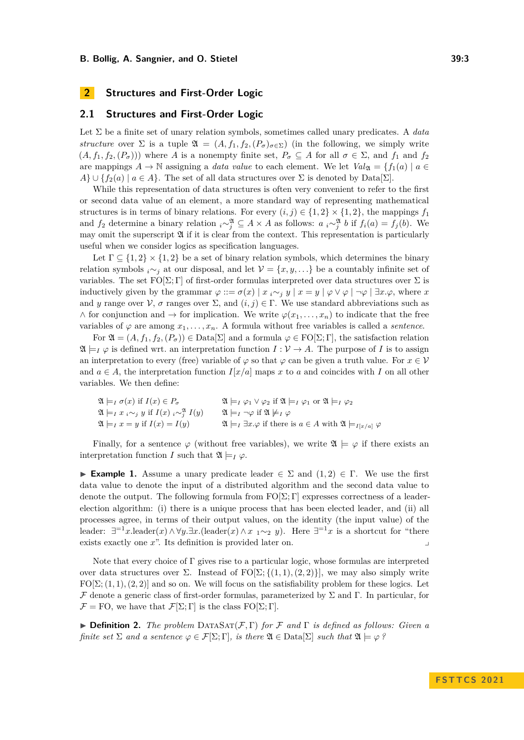## 2 Structures and First-Order Logic

### 2.1 Structures and First-Order Logic

Let $\Sigma$ be a finite set of unary relation symbols, sometimes called unary predicates. A *data structure* over $\Sigma$ is a tuple $\mathfrak{A} = (A, f_1, f_2, (P_\sigma)_{\sigma \in \Sigma})$ (in the following, we simply write $(A, f_1, f_2, (P_\sigma)))$ where $A$ is a nonempty finite set, $P_\sigma \subseteq A$ for all $\sigma \in \Sigma$, and $f_1$ and $f_2$ are mappings $A \to \mathbb{N}$ assigning a *data value* to each element. We let $Val_{\mathfrak{A}} = \{f_1(a) \mid a \in A\} \cup \{f_2(a) \mid a \in A\}$. The set of all data structures over $\Sigma$ is denoted by Data[$\Sigma$].

While this representation of data structures is often very convenient to refer to the first or second data value of an element, a more standard way of representing mathematical structures is in terms of binary relations. For every $(i,j) \in \{1,2\} \times \{1,2\}$, the mappings $f_1$ and $f_2$ determine a binary relation ${}_i\!\sim_j^{\mathfrak{A}} \subseteq A \times A$ as follows: $a \;{}_i\!\sim_j^{\mathfrak{A}}\; b$ if $f_i(a) = f_j(b)$. We may omit the superscript $\mathfrak{A}$ if it is clear from the context. This representation is particularly useful when we consider logics as specification languages.

Let $\Gamma \subseteq \{1,2\} \times \{1,2\}$ be a set of binary relation symbols, which determines the binary relation symbols ${}_i\!\sim_j$ at our disposal, and let $\mathcal{V} = \{x, y, \ldots\}$ be a countably infinite set of variables. The set FO[$\Sigma$; $\Gamma$] of first-order formulas interpreted over data structures over $\Sigma$ is inductively given by the grammar $\varphi ::= \sigma(x) \mid x \;{}_i\!\sim_j\; y \mid x = y \mid \varphi \vee \varphi \mid \neg\varphi \mid \exists x.\varphi$, where $x$ and $y$ range over $\mathcal{V}$, $\sigma$ ranges over $\Sigma$, and $(i,j) \in \Gamma$. We use standard abbreviations such as $\wedge$ for conjunction and $\rightarrow$ for implication. We write $\varphi(x_1, \ldots, x_n)$ to indicate that the free variables of $\varphi$ are among $x_1, \ldots, x_n$. A formula without free variables is called a *sentence*.

For $\mathfrak{A} = (A, f_1, f_2, (P_\sigma)) \in$ Data[$\Sigma$] and a formula $\varphi \in$ FO[$\Sigma$; $\Gamma$], the satisfaction relation $\mathfrak{A} \models_I \varphi$ is defined wrt. an interpretation function $I : \mathcal{V} \to A$. The purpose of $I$ is to assign an interpretation to every (free) variable of $\varphi$ so that $\varphi$ can be given a truth value. For $x \in \mathcal{V}$ and $a \in A$, the interpretation function $I[x/a]$ maps $x$ to $a$ and coincides with $I$ on all other variables. We then define:

$$
\begin{array}{ll}
\mathfrak{A} \models_I \sigma(x) \text{ if } I(x) \in P_\sigma & \mathfrak{A} \models_I \varphi_1 \vee \varphi_2 \text{ if } \mathfrak{A} \models_I \varphi_1 \text{ or } \mathfrak{A} \models_I \varphi_2 \\
\mathfrak{A} \models_I x \;{}_i\!\sim_j\; y \text{ if } I(x) \;{}_i\!\sim_j^{\mathfrak{A}}\; I(y) & \mathfrak{A} \models_I \neg\varphi \text{ if } \mathfrak{A} \not\models_I \varphi \\
\mathfrak{A} \models_I x = y \text{ if } I(x) = I(y) & \mathfrak{A} \models_I \exists x.\varphi \text{ if there is } a \in A \text{ with } \mathfrak{A} \models_{I[x/a]} \varphi
\end{array}
$$

Finally, for a sentence $\varphi$ (without free variables), we write $\mathfrak{A} \models \varphi$ if there exists an interpretation function $I$ such that $\mathfrak{A} \models_I \varphi$.

▶ **Example 1.** Assume a unary predicate leader $\in \Sigma$ and $(1,2) \in \Gamma$. We use the first data value to denote the input of a distributed algorithm and the second data value to denote the output. The following formula from FO[$\Sigma$; $\Gamma$] expresses correctness of a leader-election algorithm: (i) there is a unique process that has been elected leader, and (ii) all processes agree, in terms of their output values, on the identity (the input value) of the leader: $\exists^{=1}x.\text{leader}(x) \wedge \forall y.\exists x.(\text{leader}(x) \wedge x \;{}_1\!\sim_2\; y)$. Here $\exists^{=1}x$ is a shortcut for "there exists exactly one $x$". Its definition is provided later on. ⌟

Note that every choice of $\Gamma$ gives rise to a particular logic, whose formulas are interpreted over data structures over $\Sigma$. Instead of FO[$\Sigma$; $\{(1,1),(2,2)\}$], we may also simply write FO[$\Sigma$; $(1,1),(2,2)$] and so on. We will focus on the satisfiability problem for these logics. Let $\mathcal{F}$ denote a generic class of first-order formulas, parameterized by $\Sigma$ and $\Gamma$. In particular, for $\mathcal{F} =$ FO, we have that $\mathcal{F}[\Sigma;\Gamma]$ is the class FO[$\Sigma$; $\Gamma$].

▶ **Definition 2.** *The problem* DataSat($\mathcal{F}$, $\Gamma$) *for* $\mathcal{F}$ *and* $\Gamma$ *is defined as follows: Given a finite set* $\Sigma$ *and a sentence* $\varphi \in \mathcal{F}[\Sigma;\Gamma]$*, is there* $\mathfrak{A} \in$ Data[$\Sigma$] *such that* $\mathfrak{A} \models \varphi$*?*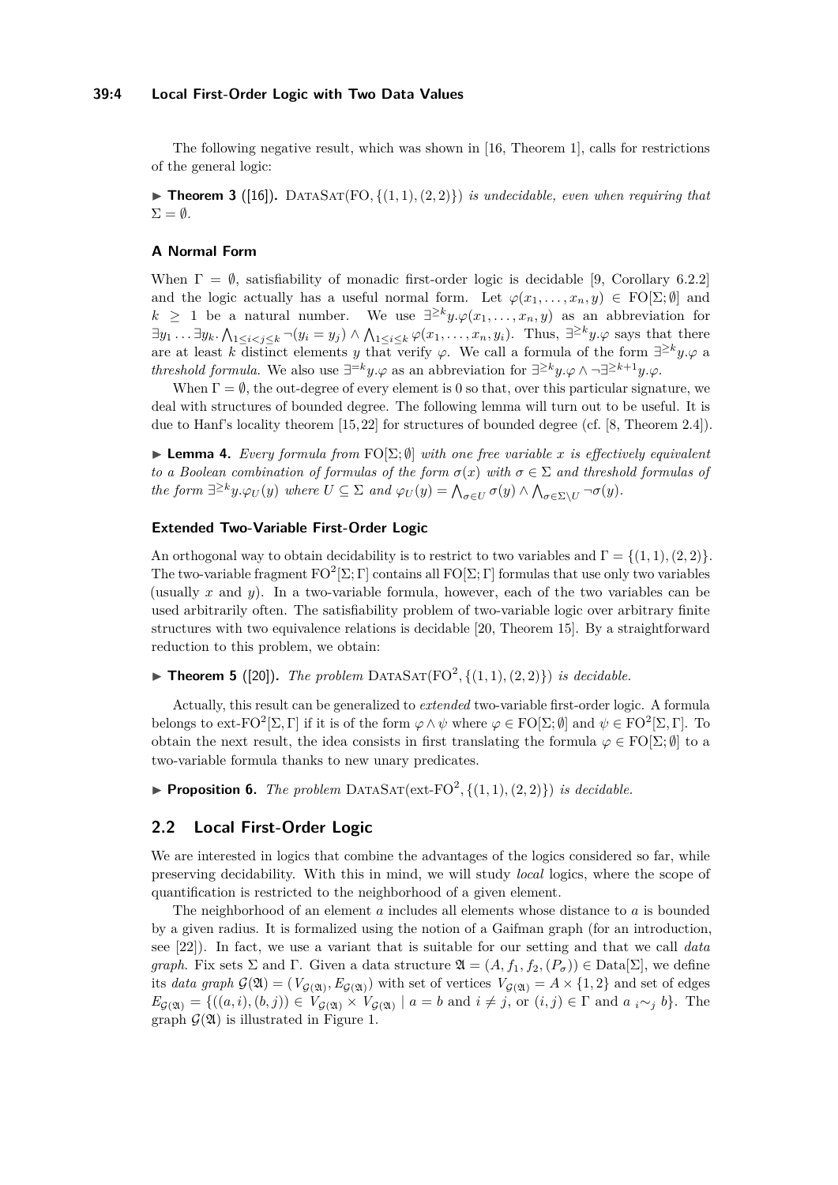The following negative result, which was shown in [16, Theorem 1], calls for restrictions of the general logic:

▶ **Theorem 3** ([16]). $\text{DataSat}(\text{FO}, \{(1,1),(2,2)\})$ *is undecidable, even when requiring that* $\Sigma = \emptyset$.

### A Normal Form

When $\Gamma = \emptyset$, satisfiability of monadic first-order logic is decidable [9, Corollary 6.2.2] and the logic actually has a useful normal form. Let $\varphi(x_1, \ldots, x_n, y) \in \text{FO}[\Sigma; \emptyset]$ and $k \geq 1$ be a natural number. We use $\exists^{\geq k} y.\varphi(x_1, \ldots, x_n, y)$ as an abbreviation for $\exists y_1 \ldots \exists y_k. \bigwedge_{1 \leq i < j \leq k} \neg(y_i = y_j) \wedge \bigwedge_{1 \leq i \leq k} \varphi(x_1, \ldots, x_n, y_i)$. Thus, $\exists^{\geq k} y.\varphi$ says that there are at least $k$ distinct elements $y$ that verify $\varphi$. We call a formula of the form $\exists^{\geq k} y.\varphi$ a *threshold formula*. We also use $\exists^{= k} y.\varphi$ as an abbreviation for $\exists^{\geq k} y.\varphi \wedge \neg \exists^{\geq k+1} y.\varphi$.

When $\Gamma = \emptyset$, the out-degree of every element is 0 so that, over this particular signature, we deal with structures of bounded degree. The following lemma will turn out to be useful. It is due to Hanf's locality theorem [15, 22] for structures of bounded degree (cf. [8, Theorem 2.4]).

▶ **Lemma 4.** *Every formula from* $\text{FO}[\Sigma; \emptyset]$ *with one free variable* $x$ *is effectively equivalent to a Boolean combination of formulas of the form* $\sigma(x)$ *with* $\sigma \in \Sigma$ *and threshold formulas of the form* $\exists^{\geq k} y.\varphi_U(y)$ *where* $U \subseteq \Sigma$ *and* $\varphi_U(y) = \bigwedge_{\sigma \in U} \sigma(y) \wedge \bigwedge_{\sigma \in \Sigma \setminus U} \neg\sigma(y)$.

### Extended Two-Variable First-Order Logic

An orthogonal way to obtain decidability is to restrict to two variables and $\Gamma = \{(1,1),(2,2)\}$. The two-variable fragment $\text{FO}^2[\Sigma; \Gamma]$ contains all $\text{FO}[\Sigma; \Gamma]$ formulas that use only two variables (usually $x$ and $y$). In a two-variable formula, however, each of the two variables can be used arbitrarily often. The satisfiability problem of two-variable logic over arbitrary finite structures with two equivalence relations is decidable [20, Theorem 15]. By a straightforward reduction to this problem, we obtain:

▶ **Theorem 5** ([20]). *The problem* $\text{DataSat}(\text{FO}^2, \{(1,1),(2,2)\})$ *is decidable.*

Actually, this result can be generalized to *extended* two-variable first-order logic. A formula belongs to $\text{ext-FO}^2[\Sigma, \Gamma]$ if it is of the form $\varphi \wedge \psi$ where $\varphi \in \text{FO}[\Sigma; \emptyset]$ and $\psi \in \text{FO}^2[\Sigma, \Gamma]$. To obtain the next result, the idea consists in first translating the formula $\varphi \in \text{FO}[\Sigma; \emptyset]$ to a two-variable formula thanks to new unary predicates.

▶ **Proposition 6.** *The problem* $\text{DataSat}(\text{ext-FO}^2, \{(1,1),(2,2)\})$ *is decidable.*

## 2.2 Local First-Order Logic

We are interested in logics that combine the advantages of the logics considered so far, while preserving decidability. With this in mind, we will study *local* logics, where the scope of quantification is restricted to the neighborhood of a given element.

The neighborhood of an element $a$ includes all elements whose distance to $a$ is bounded by a given radius. It is formalized using the notion of a Gaifman graph (for an introduction, see [22]). In fact, we use a variant that is suitable for our setting and that we call *data graph*. Fix sets $\Sigma$ and $\Gamma$. Given a data structure $\mathfrak{A} = (A, f_1, f_2, (P_\sigma)) \in \text{Data}[\Sigma]$, we define its *data graph* $\mathcal{G}(\mathfrak{A}) = (V_{\mathcal{G}(\mathfrak{A})}, E_{\mathcal{G}(\mathfrak{A})})$ with set of vertices $V_{\mathcal{G}(\mathfrak{A})} = A \times \{1,2\}$ and set of edges $E_{\mathcal{G}(\mathfrak{A})} = \{((a,i),(b,j)) \in V_{\mathcal{G}(\mathfrak{A})} \times V_{\mathcal{G}(\mathfrak{A})} \mid a = b \text{ and } i \neq j, \text{ or } (i,j) \in \Gamma \text{ and } a \;{}_i{\sim}_j\; b\}$. The graph $\mathcal{G}(\mathfrak{A})$ is illustrated in Figure 1.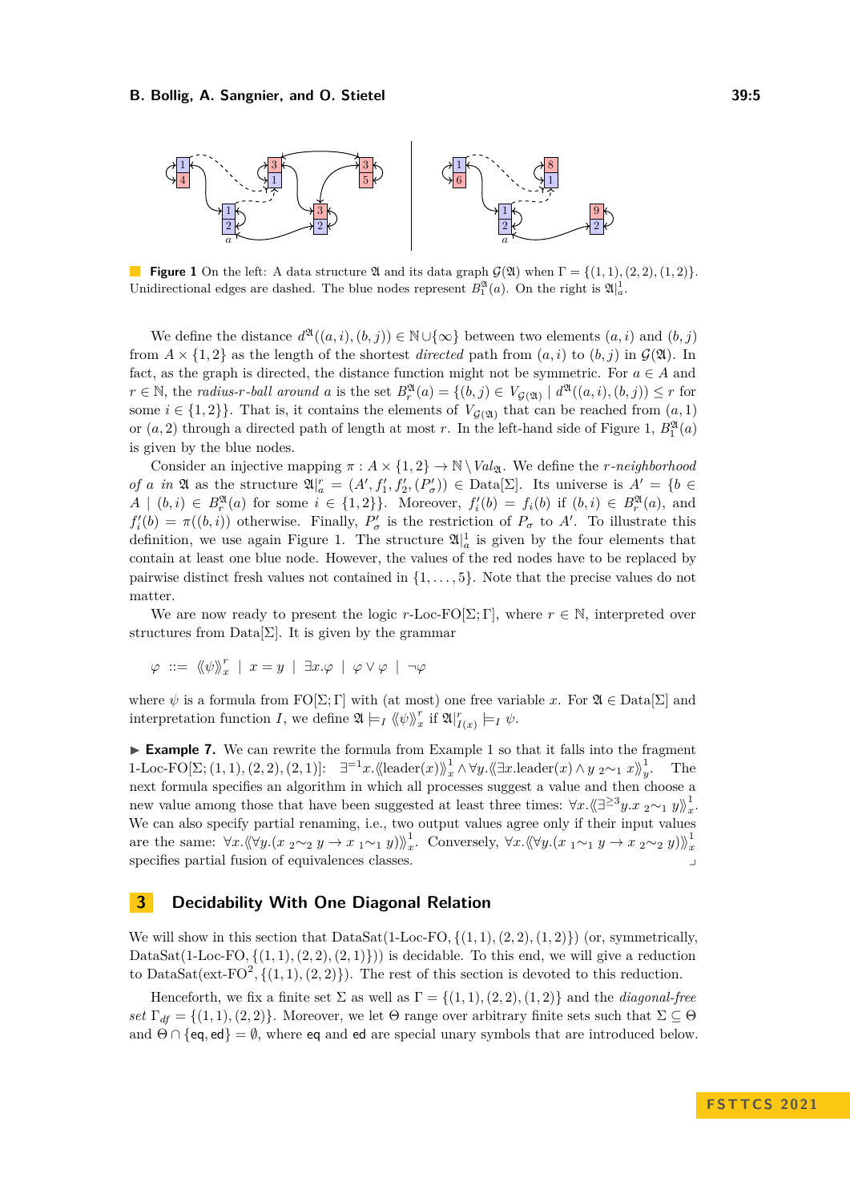**Figure 1** On the left: A data structure $\mathfrak{A}$ and its data graph $\mathcal{G}(\mathfrak{A})$ when $\Gamma = \{(1,1),(2,2),(1,2)\}$. Unidirectional edges are dashed. The blue nodes represent $B_1^{\mathfrak{A}}(a)$. On the right is $\mathfrak{A}|_a^1$.

We define the distance $d^{\mathfrak{A}}((a,i),(b,j)) \in \mathbb{N} \cup \{\infty\}$ between two elements $(a,i)$ and $(b,j)$ from $A \times \{1,2\}$ as the length of the shortest *directed* path from $(a,i)$ to $(b,j)$ in $\mathcal{G}(\mathfrak{A})$. In fact, as the graph is directed, the distance function might not be symmetric. For $a \in A$ and $r \in \mathbb{N}$, the *radius-$r$-ball around* $a$ is the set $B_r^{\mathfrak{A}}(a) = \{(b,j) \in V_{\mathcal{G}(\mathfrak{A})} \mid d^{\mathfrak{A}}((a,i),(b,j)) \leq r$ for some $i \in \{1,2\}\}$. That is, it contains the elements of $V_{\mathcal{G}(\mathfrak{A})}$ that can be reached from $(a,1)$ or $(a,2)$ through a directed path of length at most $r$. In the left-hand side of Figure 1, $B_1^{\mathfrak{A}}(a)$ is given by the blue nodes.

Consider an injective mapping $\pi : A \times \{1,2\} \to \mathbb{N} \setminus \mathit{Val}_{\mathfrak{A}}$. We define the *$r$-neighborhood of $a$ in* $\mathfrak{A}$ as the structure $\mathfrak{A}|_a^r = (A', f_1', f_2', (P_\sigma')) \in \mathrm{Data}[\Sigma]$. Its universe is $A' = \{b \in A \mid (b,i) \in B_r^{\mathfrak{A}}(a)$ for some $i \in \{1,2\}\}$. Moreover, $f_i'(b) = f_i(b)$ if $(b,i) \in B_r^{\mathfrak{A}}(a)$, and $f_i'(b) = \pi((b,i))$ otherwise. Finally, $P_\sigma'$ is the restriction of $P_\sigma$ to $A'$. To illustrate this definition, we use again Figure 1. The structure $\mathfrak{A}|_a^1$ is given by the four elements that contain at least one blue node. However, the values of the red nodes have to be replaced by pairwise distinct fresh values not contained in $\{1,\ldots,5\}$. Note that the precise values do not matter.

We are now ready to present the logic $r$-Loc-FO$[\Sigma;\Gamma]$, where $r \in \mathbb{N}$, interpreted over structures from $\mathrm{Data}[\Sigma]$. It is given by the grammar

$$\varphi ::= \langle\!\langle \psi \rangle\!\rangle_x^r \mid x = y \mid \exists x.\varphi \mid \varphi \vee \varphi \mid \neg\varphi$$

where $\psi$ is a formula from FO$[\Sigma;\Gamma]$ with (at most) one free variable $x$. For $\mathfrak{A} \in \mathrm{Data}[\Sigma]$ and interpretation function $I$, we define $\mathfrak{A} \models_I \langle\!\langle \psi \rangle\!\rangle_x^r$ if $\mathfrak{A}|_{I(x)}^r \models_I \psi$.

▶ **Example 7.** We can rewrite the formula from Example 1 so that it falls into the fragment 1-Loc-FO$[\Sigma;(1,1),(2,2),(2,1)]$: $\exists^{=1}x.\langle\!\langle \mathrm{leader}(x) \rangle\!\rangle_x^1 \wedge \forall y.\langle\!\langle \exists x.\mathrm{leader}(x) \wedge y\ {}_2{\sim}_1\ x \rangle\!\rangle_y^1$. The next formula specifies an algorithm in which all processes suggest a value and then choose a new value among those that have been suggested at least three times: $\forall x.\langle\!\langle \exists^{\geq 3}y.x\ {}_2{\sim}_1\ y \rangle\!\rangle_x^1$. We can also specify partial renaming, i.e., two output values agree only if their input values are the same: $\forall x.\langle\!\langle \forall y.(x\ {}_2{\sim}_2\ y \rightarrow x\ {}_1{\sim}_1\ y) \rangle\!\rangle_x^1$. Conversely, $\forall x.\langle\!\langle \forall y.(x\ {}_1{\sim}_1\ y \rightarrow x\ {}_2{\sim}_2\ y) \rangle\!\rangle_x^1$ specifies partial fusion of equivalences classes. ⌟

## 3 Decidability With One Diagonal Relation

We will show in this section that DataSat(1-Loc-FO, $\{(1,1),(2,2),(1,2)\}$) (or, symmetrically, DataSat(1-Loc-FO, $\{(1,1),(2,2),(2,1)\}$)) is decidable. To this end, we will give a reduction to DataSat(ext-FO$^2$, $\{(1,1),(2,2)\}$). The rest of this section is devoted to this reduction.

Henceforth, we fix a finite set $\Sigma$ as well as $\Gamma = \{(1,1),(2,2),(1,2)\}$ and the *diagonal-free set* $\Gamma_{df} = \{(1,1),(2,2)\}$. Moreover, we let $\Theta$ range over arbitrary finite sets such that $\Sigma \subseteq \Theta$ and $\Theta \cap \{\mathsf{eq},\mathsf{ed}\} = \emptyset$, where $\mathsf{eq}$ and $\mathsf{ed}$ are special unary symbols that are introduced below.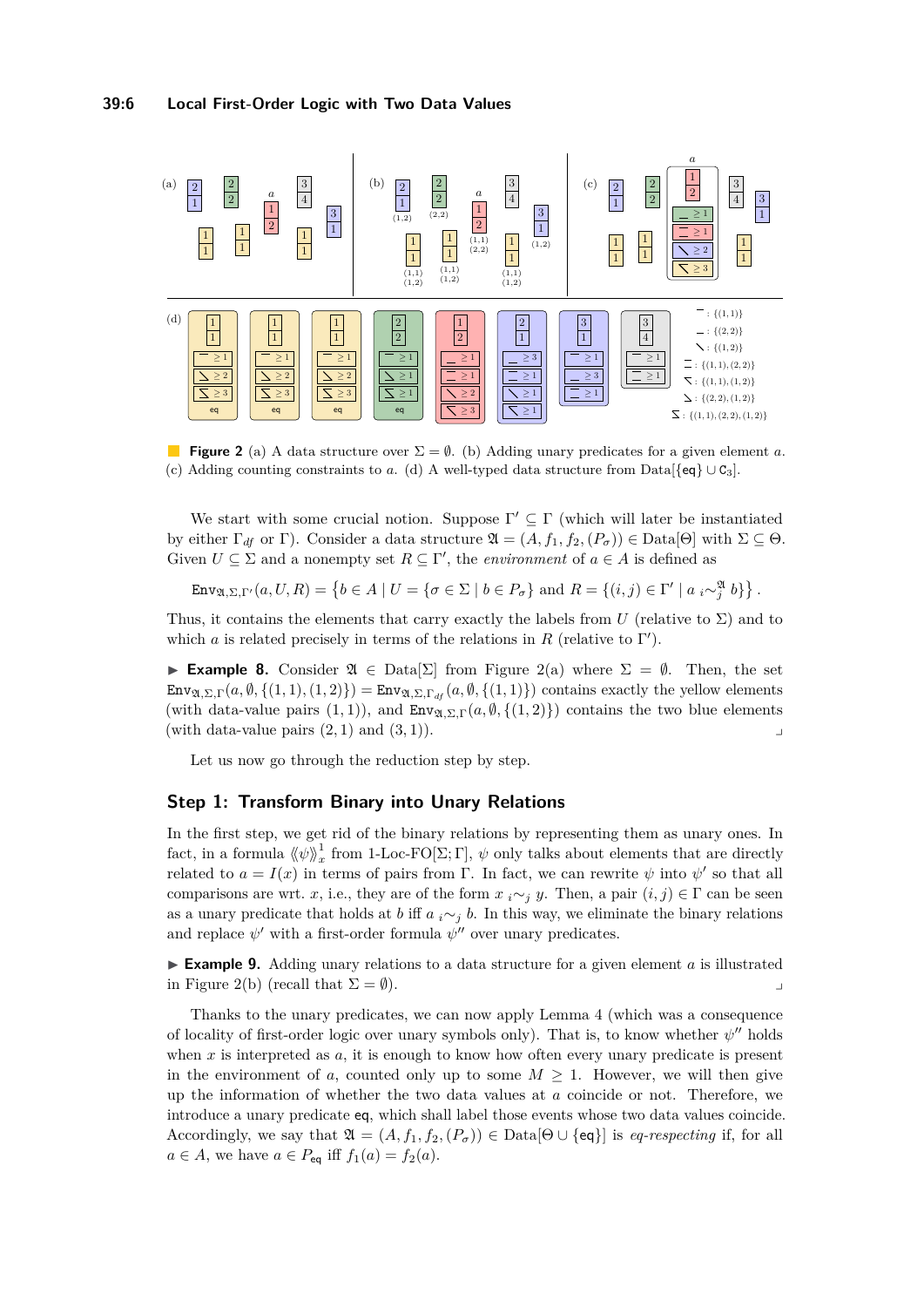**Figure 2** (a) A data structure over $\Sigma = \emptyset$. (b) Adding unary predicates for a given element $a$. (c) Adding counting constraints to $a$. (d) A well-typed data structure from Data[$\{\mathsf{eq}\} \cup \mathsf{C}_3$].

We start with some crucial notion. Suppose $\Gamma' \subseteq \Gamma$ (which will later be instantiated by either $\Gamma_{df}$ or $\Gamma$). Consider a data structure $\mathfrak{A} = (A, f_1, f_2, (P_\sigma)) \in \text{Data}[\Theta]$ with $\Sigma \subseteq \Theta$. Given $U \subseteq \Sigma$ and a nonempty set $R \subseteq \Gamma'$, the *environment* of $a \in A$ is defined as

$$\mathtt{Env}_{\mathfrak{A},\Sigma,\Gamma'}(a, U, R) = \{b \in A \mid U = \{\sigma \in \Sigma \mid b \in P_\sigma\} \text{ and } R = \{(i,j) \in \Gamma' \mid a \; {}_i{\sim}_j^{\mathfrak{A}} \; b\}\}.$$

Thus, it contains the elements that carry exactly the labels from $U$ (relative to $\Sigma$) and to which $a$ is related precisely in terms of the relations in $R$ (relative to $\Gamma'$).

▶ **Example 8.** Consider $\mathfrak{A} \in \text{Data}[\Sigma]$ from Figure 2(a) where $\Sigma = \emptyset$. Then, the set $\mathtt{Env}_{\mathfrak{A},\Sigma,\Gamma}(a, \emptyset, \{(1,1),(1,2)\}) = \mathtt{Env}_{\mathfrak{A},\Sigma,\Gamma_{df}}(a, \emptyset, \{(1,1)\})$ contains exactly the yellow elements (with data-value pairs $(1,1)$), and $\mathtt{Env}_{\mathfrak{A},\Sigma,\Gamma}(a, \emptyset, \{(1,2)\})$ contains the two blue elements (with data-value pairs $(2,1)$ and $(3,1)$). ⌟

Let us now go through the reduction step by step.

## Step 1: Transform Binary into Unary Relations

In the first step, we get rid of the binary relations by representing them as unary ones. In fact, in a formula $\langle\!\langle \psi \rangle\!\rangle_x^1$ from 1-Loc-FO[$\Sigma;\Gamma$], $\psi$ only talks about elements that are directly related to $a = I(x)$ in terms of pairs from $\Gamma$. In fact, we can rewrite $\psi$ into $\psi'$ so that all comparisons are wrt. $x$, i.e., they are of the form $x \; {}_i{\sim}_j \; y$. Then, a pair $(i,j) \in \Gamma$ can be seen as a unary predicate that holds at $b$ iff $a \; {}_i{\sim}_j \; b$. In this way, we eliminate the binary relations and replace $\psi'$ with a first-order formula $\psi''$ over unary predicates.

▶ **Example 9.** Adding unary relations to a data structure for a given element $a$ is illustrated in Figure 2(b) (recall that $\Sigma = \emptyset$). ⌟

Thanks to the unary predicates, we can now apply Lemma 4 (which was a consequence of locality of first-order logic over unary symbols only). That is, to know whether $\psi''$ holds when $x$ is interpreted as $a$, it is enough to know how often every unary predicate is present in the environment of $a$, counted only up to some $M \geq 1$. However, we will then give up the information of whether the two data values at $a$ coincide or not. Therefore, we introduce a unary predicate $\mathsf{eq}$, which shall label those events whose two data values coincide. Accordingly, we say that $\mathfrak{A} = (A, f_1, f_2, (P_\sigma)) \in \text{Data}[\Theta \cup \{\mathsf{eq}\}]$ is *eq-respecting* if, for all $a \in A$, we have $a \in P_{\mathsf{eq}}$ iff $f_1(a) = f_2(a)$.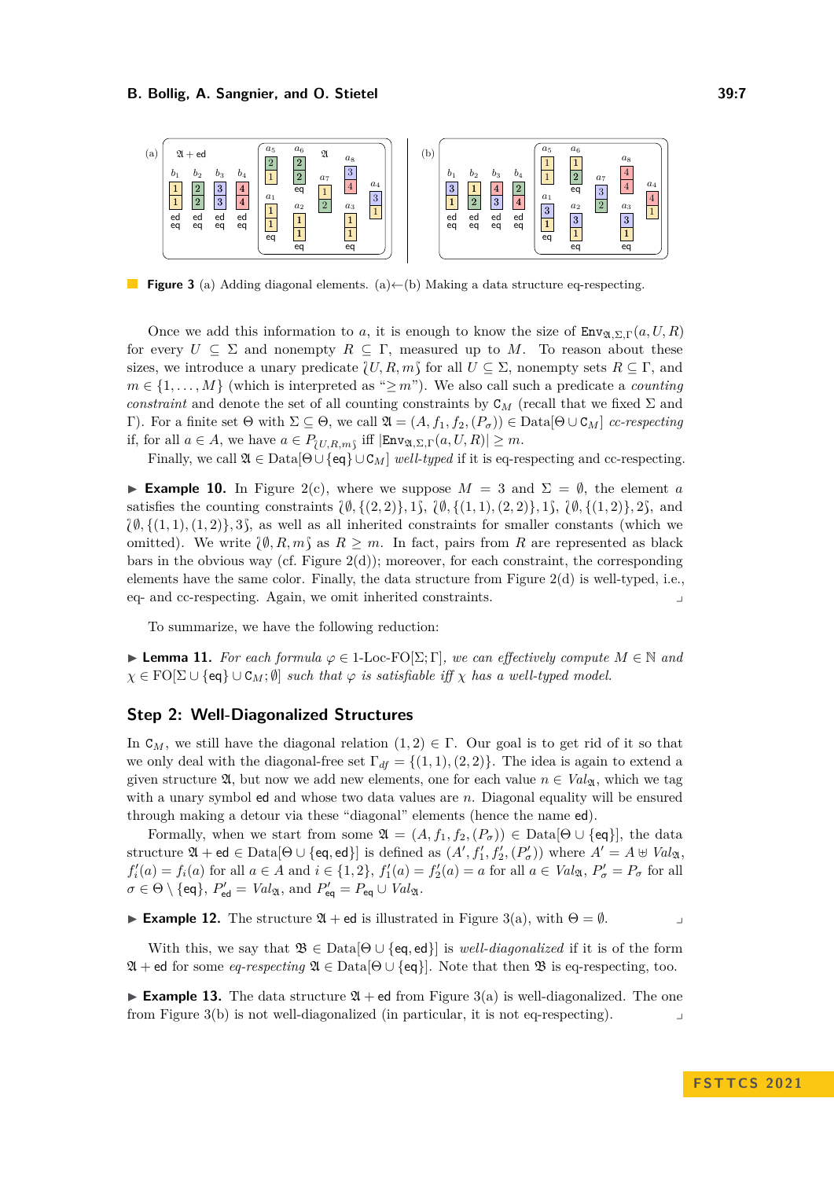**Figure 3** (a) Adding diagonal elements. (a)←(b) Making a data structure eq-respecting.

Once we add this information to $a$, it is enough to know the size of $\mathtt{Env}_{\mathfrak{A},\Sigma,\Gamma}(a, U, R)$ for every $U \subseteq \Sigma$ and nonempty $R \subseteq \Gamma$, measured up to $M$. To reason about these sizes, we introduce a unary predicate $\wr U, R, m \wr$ for all $U \subseteq \Sigma$, nonempty sets $R \subseteq \Gamma$, and $m \in \{1, \dots, M\}$ (which is interpreted as "$\geq m$"). We also call such a predicate a *counting constraint* and denote the set of all counting constraints by $\mathtt{C}_M$ (recall that we fixed $\Sigma$ and $\Gamma$). For a finite set $\Theta$ with $\Sigma \subseteq \Theta$, we call $\mathfrak{A} = (A, f_1, f_2, (P_\sigma)) \in \mathrm{Data}[\Theta \cup \mathtt{C}_M]$ *cc-respecting* if, for all $a \in A$, we have $a \in P_{\wr U,R,m \wr}$ iff $|\mathtt{Env}_{\mathfrak{A},\Sigma,\Gamma}(a, U, R)| \geq m$.

Finally, we call $\mathfrak{A} \in \mathrm{Data}[\Theta \cup \{\mathsf{eq}\} \cup \mathtt{C}_M]$ *well-typed* if it is eq-respecting and cc-respecting.

▶ **Example 10.** In Figure 2(c), where we suppose $M = 3$ and $\Sigma = \emptyset$, the element $a$ satisfies the counting constraints $\wr \emptyset, \{(2,2)\}, 1 \wr$, $\wr \emptyset, \{(1,1),(2,2)\}, 1 \wr$, $\wr \emptyset, \{(1,2)\}, 2 \wr$, and $\wr \emptyset, \{(1,1),(1,2)\}, 3 \wr$, as well as all inherited constraints for smaller constants (which we omitted). We write $\wr \emptyset, R, m \wr$ as $R \geq m$. In fact, pairs from $R$ are represented as black bars in the obvious way (cf. Figure 2(d)); moreover, for each constraint, the corresponding elements have the same color. Finally, the data structure from Figure 2(d) is well-typed, i.e., eq- and cc-respecting. Again, we omit inherited constraints. ⌟

To summarize, we have the following reduction:

▶ **Lemma 11.** *For each formula $\varphi \in$ 1-Loc-FO$[\Sigma; \Gamma]$, we can effectively compute $M \in \mathbb{N}$ and $\chi \in \mathrm{FO}[\Sigma \cup \{\mathsf{eq}\} \cup \mathtt{C}_M; \emptyset]$ such that $\varphi$ is satisfiable iff $\chi$ has a well-typed model.*

## Step 2: Well-Diagonalized Structures

In $\mathtt{C}_M$, we still have the diagonal relation $(1,2) \in \Gamma$. Our goal is to get rid of it so that we only deal with the diagonal-free set $\Gamma_{df} = \{(1,1),(2,2)\}$. The idea is again to extend a given structure $\mathfrak{A}$, but now we add new elements, one for each value $n \in Val_{\mathfrak{A}}$, which we tag with a unary symbol $\mathsf{ed}$ and whose two data values are $n$. Diagonal equality will be ensured through making a detour via these "diagonal" elements (hence the name $\mathsf{ed}$).

Formally, when we start from some $\mathfrak{A} = (A, f_1, f_2, (P_\sigma)) \in \mathrm{Data}[\Theta \cup \{\mathsf{eq}\}]$, the data structure $\mathfrak{A} + \mathsf{ed} \in \mathrm{Data}[\Theta \cup \{\mathsf{eq}, \mathsf{ed}\}]$ is defined as $(A', f_1', f_2', (P'_\sigma))$ where $A' = A \uplus Val_{\mathfrak{A}}$, $f_i'(a) = f_i(a)$ for all $a \in A$ and $i \in \{1,2\}$, $f_1'(a) = f_2'(a) = a$ for all $a \in Val_{\mathfrak{A}}$, $P'_\sigma = P_\sigma$ for all $\sigma \in \Theta \setminus \{\mathsf{eq}\}$, $P'_{\mathsf{ed}} = Val_{\mathfrak{A}}$, and $P'_{\mathsf{eq}} = P_{\mathsf{eq}} \cup Val_{\mathfrak{A}}$.

▶ **Example 12.** The structure $\mathfrak{A} + \mathsf{ed}$ is illustrated in Figure 3(a), with $\Theta = \emptyset$. ⌟

With this, we say that $\mathfrak{B} \in \mathrm{Data}[\Theta \cup \{\mathsf{eq}, \mathsf{ed}\}]$ is *well-diagonalized* if it is of the form $\mathfrak{A} + \mathsf{ed}$ for some *eq-respecting* $\mathfrak{A} \in \mathrm{Data}[\Theta \cup \{\mathsf{eq}\}]$. Note that then $\mathfrak{B}$ is eq-respecting, too.

▶ **Example 13.** The data structure $\mathfrak{A} + \mathsf{ed}$ from Figure 3(a) is well-diagonalized. The one from Figure 3(b) is not well-diagonalized (in particular, it is not eq-respecting). ⌟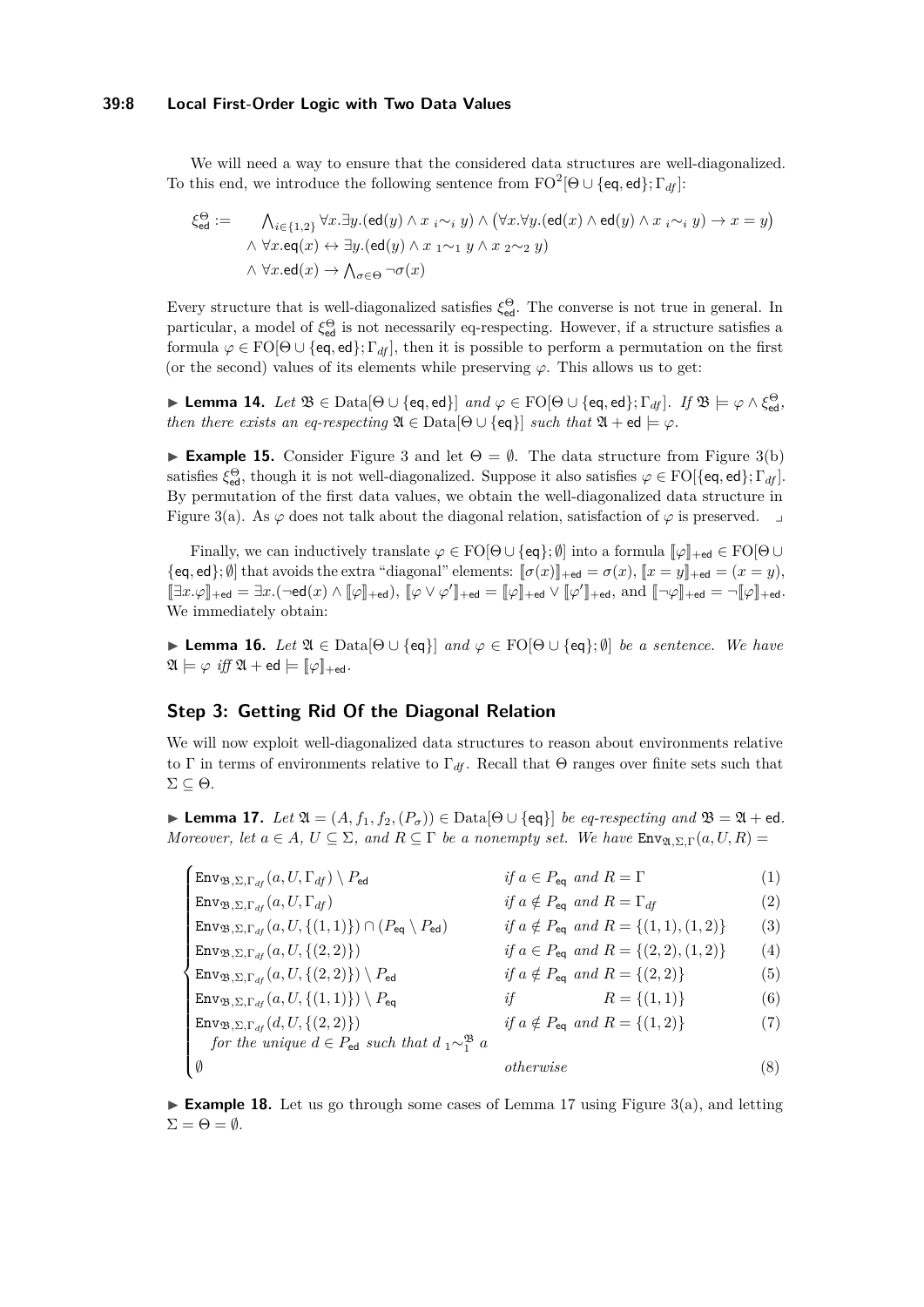We will need a way to ensure that the considered data structures are well-diagonalized. To this end, we introduce the following sentence from $\mathrm{FO}^2[\Theta \cup \{\mathsf{eq}, \mathsf{ed}\}; \Gamma_{df}]$:

$$
\begin{aligned}
\xi^{\Theta}_{\mathsf{ed}} := \quad & \bigwedge_{i \in \{1,2\}} \forall x.\exists y.(\mathsf{ed}(y) \wedge x \;{}_i{\sim}_i\; y) \wedge \big(\forall x.\forall y.(\mathsf{ed}(x) \wedge \mathsf{ed}(y) \wedge x \;{}_i{\sim}_i\; y) \rightarrow x = y\big) \\
& \wedge \forall x.\mathsf{eq}(x) \leftrightarrow \exists y.(\mathsf{ed}(y) \wedge x \;{}_1{\sim}_1\; y \wedge x \;{}_2{\sim}_2\; y) \\
& \wedge \forall x.\mathsf{ed}(x) \rightarrow \bigwedge_{\sigma \in \Theta} \neg \sigma(x)
\end{aligned}
$$

Every structure that is well-diagonalized satisfies $\xi^{\Theta}_{\mathsf{ed}}$. The converse is not true in general. In particular, a model of $\xi^{\Theta}_{\mathsf{ed}}$ is not necessarily eq-respecting. However, if a structure satisfies a formula $\varphi \in \mathrm{FO}[\Theta \cup \{\mathsf{eq}, \mathsf{ed}\}; \Gamma_{df}]$, then it is possible to perform a permutation on the first (or the second) values of its elements while preserving $\varphi$. This allows us to get:

▶ **Lemma 14.** *Let $\mathfrak{B} \in \mathrm{Data}[\Theta \cup \{\mathsf{eq}, \mathsf{ed}\}]$ and $\varphi \in \mathrm{FO}[\Theta \cup \{\mathsf{eq}, \mathsf{ed}\}; \Gamma_{df}]$. If $\mathfrak{B} \models \varphi \wedge \xi^{\Theta}_{\mathsf{ed}}$, then there exists an eq-respecting $\mathfrak{A} \in \mathrm{Data}[\Theta \cup \{\mathsf{eq}\}]$ such that $\mathfrak{A} + \mathsf{ed} \models \varphi$.*

▶ **Example 15.** Consider Figure 3 and let $\Theta = \emptyset$. The data structure from Figure 3(b) satisfies $\xi^{\Theta}_{\mathsf{ed}}$, though it is not well-diagonalized. Suppose it also satisfies $\varphi \in \mathrm{FO}[\{\mathsf{eq}, \mathsf{ed}\}; \Gamma_{df}]$. By permutation of the first data values, we obtain the well-diagonalized data structure in Figure 3(a). As $\varphi$ does not talk about the diagonal relation, satisfaction of $\varphi$ is preserved. ⌟

Finally, we can inductively translate $\varphi \in \mathrm{FO}[\Theta \cup \{\mathsf{eq}\}; \emptyset]$ into a formula $[\![\varphi]\!]_{+\mathsf{ed}} \in \mathrm{FO}[\Theta \cup \{\mathsf{eq}, \mathsf{ed}\}; \emptyset]$ that avoids the extra "diagonal" elements: $[\![\sigma(x)]\!]_{+\mathsf{ed}} = \sigma(x)$, $[\![x = y]\!]_{+\mathsf{ed}} = (x = y)$, $[\![\exists x.\varphi]\!]_{+\mathsf{ed}} = \exists x.(\neg \mathsf{ed}(x) \wedge [\![\varphi]\!]_{+\mathsf{ed}})$, $[\![\varphi \vee \varphi']\!]_{+\mathsf{ed}} = [\![\varphi]\!]_{+\mathsf{ed}} \vee [\![\varphi']\!]_{+\mathsf{ed}}$, and $[\![\neg\varphi]\!]_{+\mathsf{ed}} = \neg[\![\varphi]\!]_{+\mathsf{ed}}$. We immediately obtain:

▶ **Lemma 16.** *Let $\mathfrak{A} \in \mathrm{Data}[\Theta \cup \{\mathsf{eq}\}]$ and $\varphi \in \mathrm{FO}[\Theta \cup \{\mathsf{eq}\}; \emptyset]$ be a sentence. We have $\mathfrak{A} \models \varphi$ iff $\mathfrak{A} + \mathsf{ed} \models [\![\varphi]\!]_{+\mathsf{ed}}$.*

## Step 3: Getting Rid Of the Diagonal Relation

We will now exploit well-diagonalized data structures to reason about environments relative to $\Gamma$ in terms of environments relative to $\Gamma_{df}$. Recall that $\Theta$ ranges over finite sets such that $\Sigma \subseteq \Theta$.

▶ **Lemma 17.** *Let $\mathfrak{A} = (A, f_1, f_2, (P_\sigma)) \in \mathrm{Data}[\Theta \cup \{\mathsf{eq}\}]$ be eq-respecting and $\mathfrak{B} = \mathfrak{A} + \mathsf{ed}$. Moreover, let $a \in A$, $U \subseteq \Sigma$, and $R \subseteq \Gamma$ be a nonempty set. We have $\mathtt{Env}_{\mathfrak{A},\Sigma,\Gamma}(a, U, R) =$*

$$
\begin{cases}
\mathtt{Env}_{\mathfrak{B},\Sigma,\Gamma_{df}}(a, U, \Gamma_{df}) \setminus P_{\mathsf{ed}} & \text{if } a \in P_{\mathsf{eq}} \text{ and } R = \Gamma \quad (1) \\
\mathtt{Env}_{\mathfrak{B},\Sigma,\Gamma_{df}}(a, U, \Gamma_{df}) & \text{if } a \notin P_{\mathsf{eq}} \text{ and } R = \Gamma_{df} \quad (2) \\
\mathtt{Env}_{\mathfrak{B},\Sigma,\Gamma_{df}}(a, U, \{(1,1)\}) \cap (P_{\mathsf{eq}} \setminus P_{\mathsf{ed}}) & \text{if } a \notin P_{\mathsf{eq}} \text{ and } R = \{(1,1),(1,2)\} \quad (3) \\
\mathtt{Env}_{\mathfrak{B},\Sigma,\Gamma_{df}}(a, U, \{(2,2)\}) & \text{if } a \in P_{\mathsf{eq}} \text{ and } R = \{(2,2),(1,2)\} \quad (4) \\
\mathtt{Env}_{\mathfrak{B},\Sigma,\Gamma_{df}}(a, U, \{(2,2)\}) \setminus P_{\mathsf{ed}} & \text{if } a \notin P_{\mathsf{eq}} \text{ and } R = \{(2,2)\} \quad (5) \\
\mathtt{Env}_{\mathfrak{B},\Sigma,\Gamma_{df}}(a, U, \{(1,1)\}) \setminus P_{\mathsf{eq}} & \text{if } \quad R = \{(1,1)\} \quad (6) \\
\mathtt{Env}_{\mathfrak{B},\Sigma,\Gamma_{df}}(d, U, \{(2,2)\}) & \text{if } a \notin P_{\mathsf{eq}} \text{ and } R = \{(1,2)\} \quad (7) \\
\quad \text{for the unique } d \in P_{\mathsf{ed}} \text{ such that } d \;{}_1{\sim}_1^{\mathfrak{B}}\; a & \\
\emptyset & \text{otherwise} \quad (8)
\end{cases}
$$

▶ **Example 18.** Let us go through some cases of Lemma 17 using Figure 3(a), and letting $\Sigma = \Theta = \emptyset$.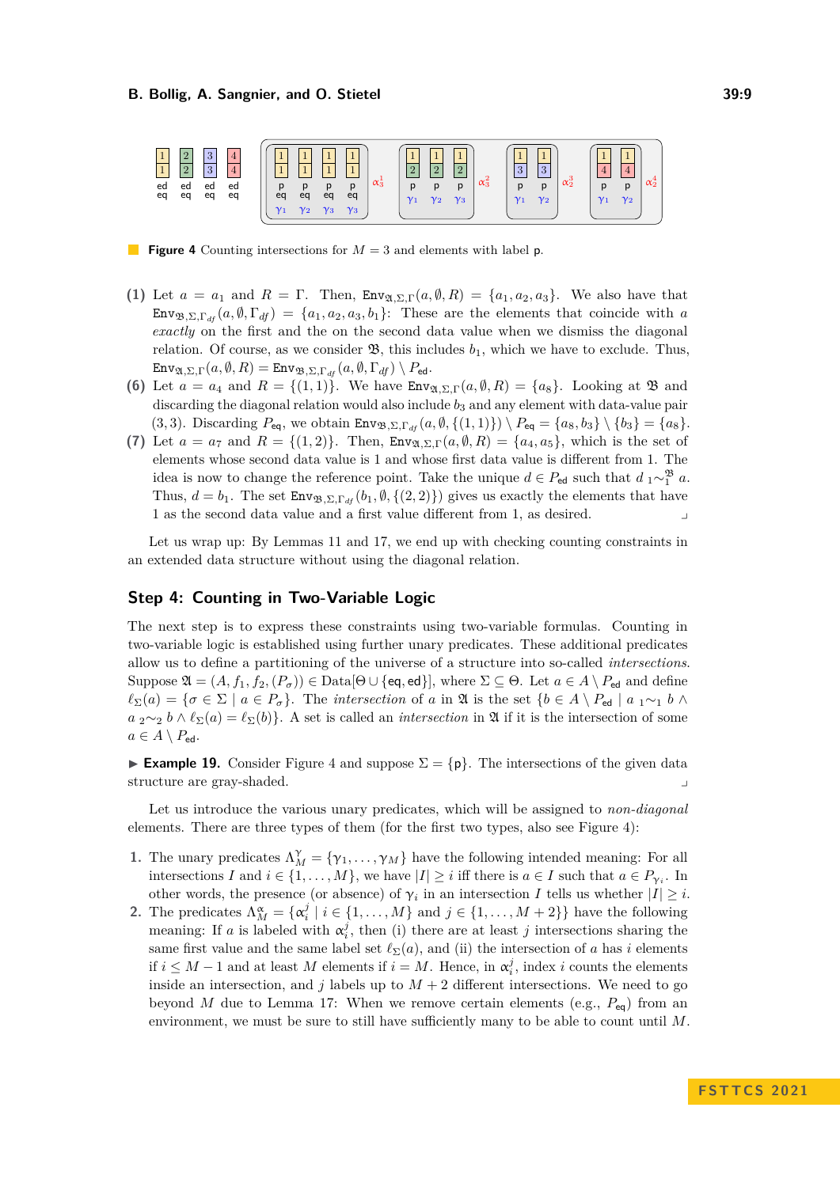**Figure 4** Counting intersections for $M = 3$ and elements with label $\mathsf{p}$.

**(1)** Let $a = a_1$ and $R = \Gamma$. Then, $\mathtt{Env}_{\mathfrak{A},\Sigma,\Gamma}(a, \emptyset, R) = \{a_1, a_2, a_3\}$. We also have that $\mathtt{Env}_{\mathfrak{B},\Sigma,\Gamma_{df}}(a, \emptyset, \Gamma_{df}) = \{a_1, a_2, a_3, b_1\}$: These are the elements that coincide with $a$ *exactly* on the first and the on the second data value when we dismiss the diagonal relation. Of course, as we consider $\mathfrak{B}$, this includes $b_1$, which we have to exclude. Thus, $\mathtt{Env}_{\mathfrak{A},\Sigma,\Gamma}(a, \emptyset, R) = \mathtt{Env}_{\mathfrak{B},\Sigma,\Gamma_{df}}(a, \emptyset, \Gamma_{df}) \setminus P_{\mathsf{ed}}$.

**(6)** Let $a = a_4$ and $R = \{(1, 1)\}$. We have $\mathtt{Env}_{\mathfrak{A},\Sigma,\Gamma}(a, \emptyset, R) = \{a_8\}$. Looking at $\mathfrak{B}$ and discarding the diagonal relation would also include $b_3$ and any element with data-value pair $(3, 3)$. Discarding $P_{\mathsf{eq}}$, we obtain $\mathtt{Env}_{\mathfrak{B},\Sigma,\Gamma_{df}}(a, \emptyset, \{(1, 1)\}) \setminus P_{\mathsf{eq}} = \{a_8, b_3\} \setminus \{b_3\} = \{a_8\}$.

**(7)** Let $a = a_7$ and $R = \{(1, 2)\}$. Then, $\mathtt{Env}_{\mathfrak{A},\Sigma,\Gamma}(a, \emptyset, R) = \{a_4, a_5\}$, which is the set of elements whose second data value is 1 and whose first data value is different from 1. The idea is now to change the reference point. Take the unique $d \in P_{\mathsf{ed}}$ such that $d \; {}_1{\sim}_1^{\mathfrak{B}} \; a$. Thus, $d = b_1$. The set $\mathtt{Env}_{\mathfrak{B},\Sigma,\Gamma_{df}}(b_1, \emptyset, \{(2, 2)\})$ gives us exactly the elements that have 1 as the second data value and a first value different from 1, as desired. ⌟

Let us wrap up: By Lemmas 11 and 17, we end up with checking counting constraints in an extended data structure without using the diagonal relation.

## Step 4: Counting in Two-Variable Logic

The next step is to express these constraints using two-variable formulas. Counting in two-variable logic is established using further unary predicates. These additional predicates allow us to define a partitioning of the universe of a structure into so-called *intersections*. Suppose $\mathfrak{A} = (A, f_1, f_2, (P_\sigma)) \in \mathrm{Data}[\Theta \cup \{\mathsf{eq}, \mathsf{ed}\}]$, where $\Sigma \subseteq \Theta$. Let $a \in A \setminus P_{\mathsf{ed}}$ and define $\ell_\Sigma(a) = \{\sigma \in \Sigma \mid a \in P_\sigma\}$. The *intersection* of $a$ in $\mathfrak{A}$ is the set $\{b \in A \setminus P_{\mathsf{ed}} \mid a \;{}_1{\sim}_1\; b \wedge a \;{}_2{\sim}_2\; b \wedge \ell_\Sigma(a) = \ell_\Sigma(b)\}$. A set is called an *intersection* in $\mathfrak{A}$ if it is the intersection of some $a \in A \setminus P_{\mathsf{ed}}$.

▶ **Example 19.** Consider Figure 4 and suppose $\Sigma = \{\mathsf{p}\}$. The intersections of the given data structure are gray-shaded. ⌟

Let us introduce the various unary predicates, which will be assigned to *non-diagonal* elements. There are three types of them (for the first two types, also see Figure 4):

1. The unary predicates $\Lambda_M^\gamma = \{\gamma_1, \ldots, \gamma_M\}$ have the following intended meaning: For all intersections $I$ and $i \in \{1, \ldots, M\}$, we have $|I| \geq i$ iff there is a $a \in I$ such that $a \in P_{\gamma_i}$. In other words, the presence (or absence) of $\gamma_i$ in an intersection $I$ tells us whether $|I| \geq i$.
2. The predicates $\Lambda_M^\alpha = \{\alpha_i^j \mid i \in \{1, \ldots, M\}$ and $j \in \{1, \ldots, M+2\}\}$ have the following meaning: If $a$ is labeled with $\alpha_i^j$, then (i) there are at least $j$ intersections sharing the same first value and the same label set $\ell_\Sigma(a)$, and (ii) the intersection of $a$ has $i$ elements if $i \leq M-1$ and at least $M$ elements if $i = M$. Hence, in $\alpha_i^j$, index $i$ counts the elements inside an intersection, and $j$ labels up to $M+2$ different intersections. We need to go beyond $M$ due to Lemma 17: When we remove certain elements (e.g., $P_{\mathsf{eq}}$) from an environment, we must be sure to still have sufficiently many to be able to count until $M$.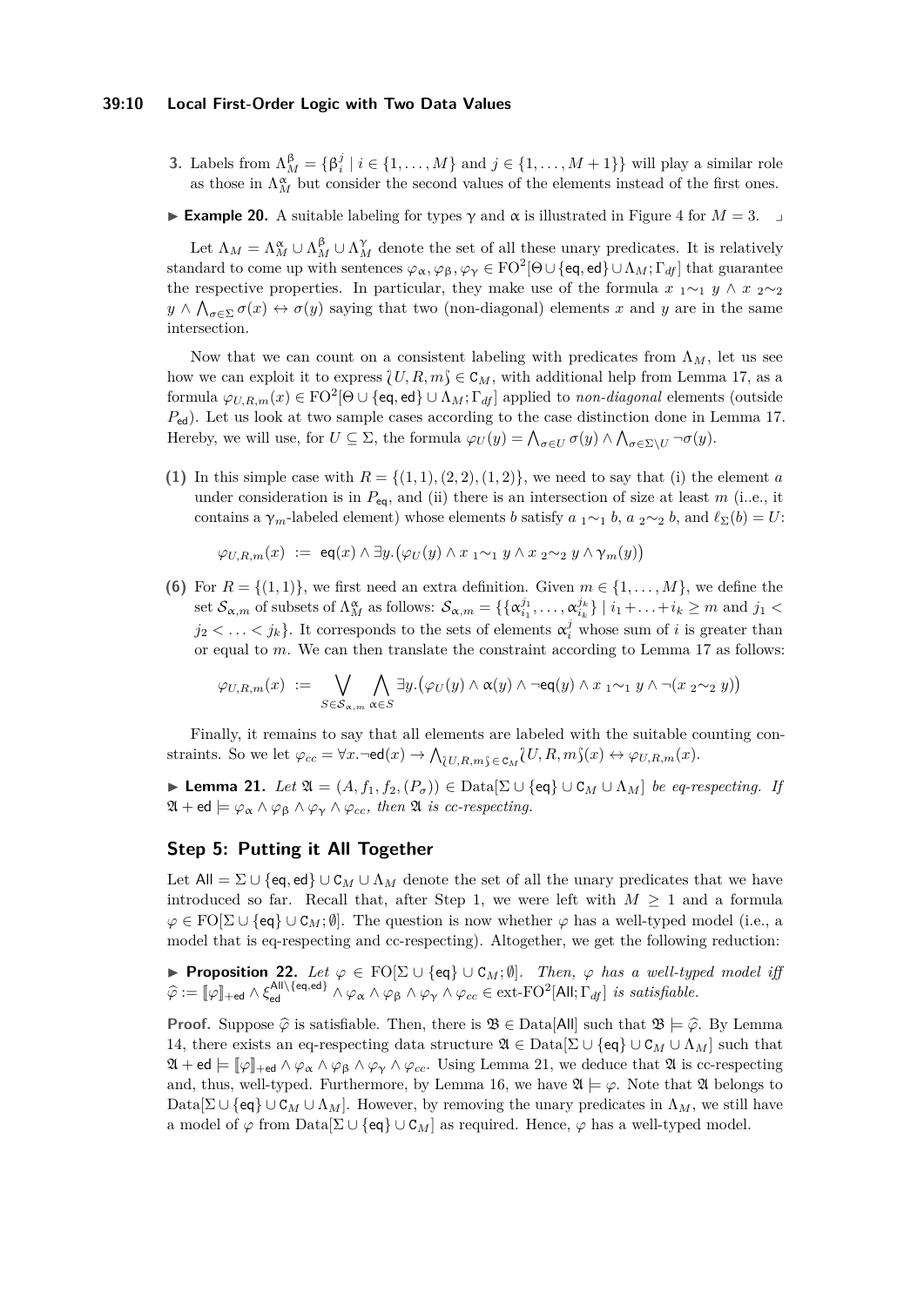**3.** Labels from $\Lambda_M^{\beta} = \{\beta_i^j \mid i \in \{1, \ldots, M\} \text{ and } j \in \{1, \ldots, M+1\}\}$ will play a similar role as those in $\Lambda_M^{\alpha}$ but consider the second values of the elements instead of the first ones.

▶ **Example 20.** A suitable labeling for types $\gamma$ and $\alpha$ is illustrated in Figure 4 for $M = 3$. ⌟

Let $\Lambda_M = \Lambda_M^{\alpha} \cup \Lambda_M^{\beta} \cup \Lambda_M^{\gamma}$ denote the set of all these unary predicates. It is relatively standard to come up with sentences $\varphi_{\alpha}, \varphi_{\beta}, \varphi_{\gamma} \in \mathrm{FO}^2[\Theta \cup \{\mathsf{eq}, \mathsf{ed}\} \cup \Lambda_M; \Gamma_{df}]$ that guarantee the respective properties. In particular, they make use of the formula $x \;{}_1{\sim}_1\; y \wedge x \;{}_2{\sim}_2\; y \wedge \bigwedge_{\sigma \in \Sigma} \sigma(x) \leftrightarrow \sigma(y)$ saying that two (non-diagonal) elements $x$ and $y$ are in the same intersection.

Now that we can count on a consistent labeling with predicates from $\Lambda_M$, let us see how we can exploit it to express $\wr U, R, m \wr \in \mathsf{C}_M$, with additional help from Lemma 17, as a formula $\varphi_{U,R,m}(x) \in \mathrm{FO}^2[\Theta \cup \{\mathsf{eq}, \mathsf{ed}\} \cup \Lambda_M; \Gamma_{df}]$ applied to *non-diagonal* elements (outside $P_{\mathsf{ed}}$). Let us look at two sample cases according to the case distinction done in Lemma 17. Hereby, we will use, for $U \subseteq \Sigma$, the formula $\varphi_U(y) = \bigwedge_{\sigma \in U} \sigma(y) \wedge \bigwedge_{\sigma \in \Sigma \setminus U} \neg\sigma(y)$.

**(1)** In this simple case with $R = \{(1,1), (2,2), (1,2)\}$, we need to say that (i) the element $a$ under consideration is in $P_{\mathsf{eq}}$, and (ii) there is an intersection of size at least $m$ (i..e., it contains a $\gamma_m$-labeled element) whose elements $b$ satisfy $a \;{}_1{\sim}_1\; b$, $a \;{}_2{\sim}_2\; b$, and $\ell_\Sigma(b) = U$:

$$\varphi_{U,R,m}(x) \;:=\; \mathsf{eq}(x) \wedge \exists y. \big(\varphi_U(y) \wedge x \;{}_1{\sim}_1\; y \wedge x \;{}_2{\sim}_2\; y \wedge \gamma_m(y)\big)$$

**(6)** For $R = \{(1,1)\}$, we first need an extra definition. Given $m \in \{1, \ldots, M\}$, we define the set $\mathcal{S}_{\alpha,m}$ of subsets of $\Lambda_M^{\alpha}$ as follows: $\mathcal{S}_{\alpha,m} = \{\{\alpha_{i_1}^{j_1}, \ldots, \alpha_{i_k}^{j_k}\} \mid i_1 + \ldots + i_k \geq m \text{ and } j_1 < j_2 < \ldots < j_k\}$. It corresponds to the sets of elements $\alpha_i^j$ whose sum of $i$ is greater than or equal to $m$. We can then translate the constraint according to Lemma 17 as follows:

$$\varphi_{U,R,m}(x) \;:=\; \bigvee_{S \in \mathcal{S}_{\alpha,m}} \bigwedge_{\alpha \in S} \exists y. \big(\varphi_U(y) \wedge \alpha(y) \wedge \neg\mathsf{eq}(y) \wedge x \;{}_1{\sim}_1\; y \wedge \neg(x \;{}_2{\sim}_2\; y)\big)$$

Finally, it remains to say that all elements are labeled with the suitable counting constraints. So we let $\varphi_{cc} = \forall x. \neg\mathsf{ed}(x) \rightarrow \bigwedge_{\wr U,R,m \wr \in \mathsf{C}_M} \wr U, R, m\wr(x) \leftrightarrow \varphi_{U,R,m}(x)$.

▶ **Lemma 21.** *Let $\mathfrak{A} = (A, f_1, f_2, (P_\sigma)) \in \mathrm{Data}[\Sigma \cup \{\mathsf{eq}\} \cup \mathsf{C}_M \cup \Lambda_M]$ be eq-respecting. If $\mathfrak{A} + \mathsf{ed} \models \varphi_{\alpha} \wedge \varphi_{\beta} \wedge \varphi_{\gamma} \wedge \varphi_{cc}$, then $\mathfrak{A}$ is cc-respecting.*

## Step 5: Putting it All Together

Let $\mathsf{All} = \Sigma \cup \{\mathsf{eq}, \mathsf{ed}\} \cup \mathsf{C}_M \cup \Lambda_M$ denote the set of all the unary predicates that we have introduced so far. Recall that, after Step 1, we were left with $M \geq 1$ and a formula $\varphi \in \mathrm{FO}[\Sigma \cup \{\mathsf{eq}\} \cup \mathsf{C}_M; \emptyset]$. The question is now whether $\varphi$ has a well-typed model (i.e., a model that is eq-respecting and cc-respecting). Altogether, we get the following reduction:

▶ **Proposition 22.** *Let $\varphi \in \mathrm{FO}[\Sigma \cup \{\mathsf{eq}\} \cup \mathsf{C}_M; \emptyset]$. Then, $\varphi$ has a well-typed model iff $\widehat{\varphi} := [\![\varphi]\!]_{+\mathsf{ed}} \wedge \xi_{\mathsf{ed}}^{\mathsf{All} \setminus \{\mathsf{eq}, \mathsf{ed}\}} \wedge \varphi_{\alpha} \wedge \varphi_{\beta} \wedge \varphi_{\gamma} \wedge \varphi_{cc} \in \text{ext-FO}^2[\mathsf{All}; \Gamma_{df}]$ is satisfiable.*

**Proof.** Suppose $\widehat{\varphi}$ is satisfiable. Then, there is $\mathfrak{B} \in \mathrm{Data}[\mathsf{All}]$ such that $\mathfrak{B} \models \widehat{\varphi}$. By Lemma 14, there exists an eq-respecting data structure $\mathfrak{A} \in \mathrm{Data}[\Sigma \cup \{\mathsf{eq}\} \cup \mathsf{C}_M \cup \Lambda_M]$ such that $\mathfrak{A} + \mathsf{ed} \models [\![\varphi]\!]_{+\mathsf{ed}} \wedge \varphi_{\alpha} \wedge \varphi_{\beta} \wedge \varphi_{\gamma} \wedge \varphi_{cc}$. Using Lemma 21, we deduce that $\mathfrak{A}$ is cc-respecting and, thus, well-typed. Furthermore, by Lemma 16, we have $\mathfrak{A} \models \varphi$. Note that $\mathfrak{A}$ belongs to $\mathrm{Data}[\Sigma \cup \{\mathsf{eq}\} \cup \mathsf{C}_M \cup \Lambda_M]$. However, by removing the unary predicates in $\Lambda_M$, we still have a model of $\varphi$ from $\mathrm{Data}[\Sigma \cup \{\mathsf{eq}\} \cup \mathsf{C}_M]$ as required. Hence, $\varphi$ has a well-typed model.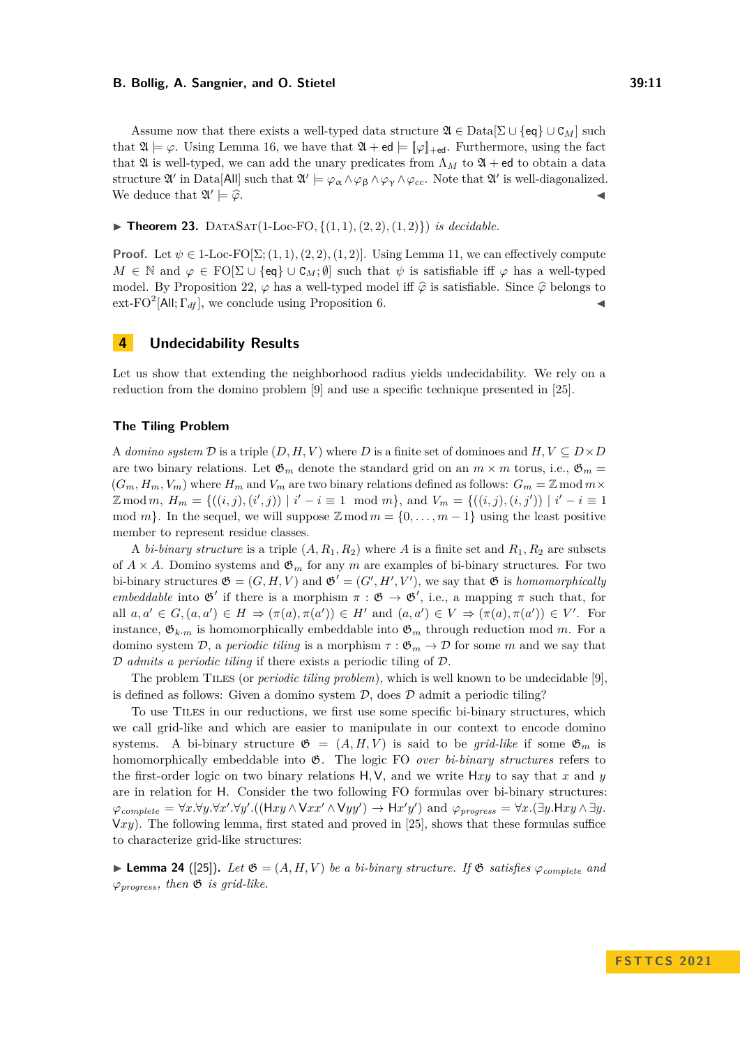Assume now that there exists a well-typed data structure $\mathfrak{A} \in \mathrm{Data}[\Sigma \cup \{\mathsf{eq}\} \cup \mathsf{C}_M]$ such that $\mathfrak{A} \models \varphi$. Using Lemma 16, we have that $\mathfrak{A} + \mathsf{ed} \models [\![\varphi]\!]_{+\mathsf{ed}}$. Furthermore, using the fact that $\mathfrak{A}$ is well-typed, we can add the unary predicates from $\Lambda_M$ to $\mathfrak{A} + \mathsf{ed}$ to obtain a data structure $\mathfrak{A}'$ in $\mathrm{Data}[\mathsf{All}]$ such that $\mathfrak{A}' \models \varphi_\alpha \wedge \varphi_\beta \wedge \varphi_\gamma \wedge \varphi_{cc}$. Note that $\mathfrak{A}'$ is well-diagonalized. We deduce that $\mathfrak{A}' \models \widehat{\varphi}$. ◀

▶ **Theorem 23.** $\textsc{DataSat}(\text{1-Loc-FO}, \{(1,1),(2,2),(1,2)\})$ *is decidable.*

**Proof.** Let $\psi \in \text{1-Loc-FO}[\Sigma;(1,1),(2,2),(1,2)]$. Using Lemma 11, we can effectively compute $M \in \mathbb{N}$ and $\varphi \in \mathrm{FO}[\Sigma \cup \{\mathsf{eq}\} \cup \mathsf{C}_M;\emptyset]$ such that $\psi$ is satisfiable iff $\varphi$ has a well-typed model. By Proposition 22, $\varphi$ has a well-typed model iff $\widehat{\varphi}$ is satisfiable. Since $\widehat{\varphi}$ belongs to ext-$\mathrm{FO}^2[\mathsf{All};\Gamma_{df}]$, we conclude using Proposition 6. ◀

## 4 Undecidability Results

Let us show that extending the neighborhood radius yields undecidability. We rely on a reduction from the domino problem [9] and use a specific technique presented in [25].

### The Tiling Problem

A *domino system* $\mathcal{D}$ is a triple $(D,H,V)$ where $D$ is a finite set of dominoes and $H,V \subseteq D \times D$ are two binary relations. Let $\mathfrak{G}_m$ denote the standard grid on an $m \times m$ torus, i.e., $\mathfrak{G}_m = (G_m, H_m, V_m)$ where $H_m$ and $V_m$ are two binary relations defined as follows: $G_m = \mathbb{Z} \bmod m \times \mathbb{Z} \bmod m$, $H_m = \{((i,j),(i',j)) \mid i'-i \equiv 1 \mod m\}$, and $V_m = \{((i,j),(i,j')) \mid i'-i \equiv 1 \mod m\}$. In the sequel, we will suppose $\mathbb{Z} \bmod m = \{0,\ldots,m-1\}$ using the least positive member to represent residue classes.

A *bi-binary structure* is a triple $(A, R_1, R_2)$ where $A$ is a finite set and $R_1, R_2$ are subsets of $A \times A$. Domino systems and $\mathfrak{G}_m$ for any $m$ are examples of bi-binary structures. For two bi-binary structures $\mathfrak{G} = (G,H,V)$ and $\mathfrak{G}' = (G',H',V')$, we say that $\mathfrak{G}$ is *homomorphically embeddable* into $\mathfrak{G}'$ if there is a morphism $\pi : \mathfrak{G} \to \mathfrak{G}'$, i.e., a mapping $\pi$ such that, for all $a,a' \in G$, $(a,a') \in H \Rightarrow (\pi(a),\pi(a')) \in H'$ and $(a,a') \in V \Rightarrow (\pi(a),\pi(a')) \in V'$. For instance, $\mathfrak{G}_{k \cdot m}$ is homomorphically embeddable into $\mathfrak{G}_m$ through reduction mod $m$. For a domino system $\mathcal{D}$, a *periodic tiling* is a morphism $\tau : \mathfrak{G}_m \to \mathcal{D}$ for some $m$ and we say that $\mathcal{D}$ *admits a periodic tiling* if there exists a periodic tiling of $\mathcal{D}$.

The problem $\textsc{Tiles}$ (or *periodic tiling problem*), which is well known to be undecidable [9], is defined as follows: Given a domino system $\mathcal{D}$, does $\mathcal{D}$ admit a periodic tiling?

To use $\textsc{Tiles}$ in our reductions, we first use some specific bi-binary structures, which we call grid-like and which are easier to manipulate in our context to encode domino systems. A bi-binary structure $\mathfrak{G} = (A,H,V)$ is said to be *grid-like* if some $\mathfrak{G}_m$ is homomorphically embeddable into $\mathfrak{G}$. The logic FO *over bi-binary structures* refers to the first-order logic on two binary relations $\mathsf{H}, \mathsf{V}$, and we write $\mathsf{H}xy$ to say that $x$ and $y$ are in relation for $\mathsf{H}$. Consider the two following FO formulas over bi-binary structures: $\varphi_{complete} = \forall x.\forall y.\forall x'.\forall y'.((\mathsf{H}xy \wedge \mathsf{V}xx' \wedge \mathsf{V}yy') \to \mathsf{H}x'y')$ and $\varphi_{progress} = \forall x.(\exists y.\mathsf{H}xy \wedge \exists y.\mathsf{V}xy)$. The following lemma, first stated and proved in [25], shows that these formulas suffice to characterize grid-like structures:

▶ **Lemma 24** ([25]). *Let $\mathfrak{G} = (A,H,V)$ be a bi-binary structure. If $\mathfrak{G}$ satisfies $\varphi_{complete}$ and $\varphi_{progress}$, then $\mathfrak{G}$ is grid-like.*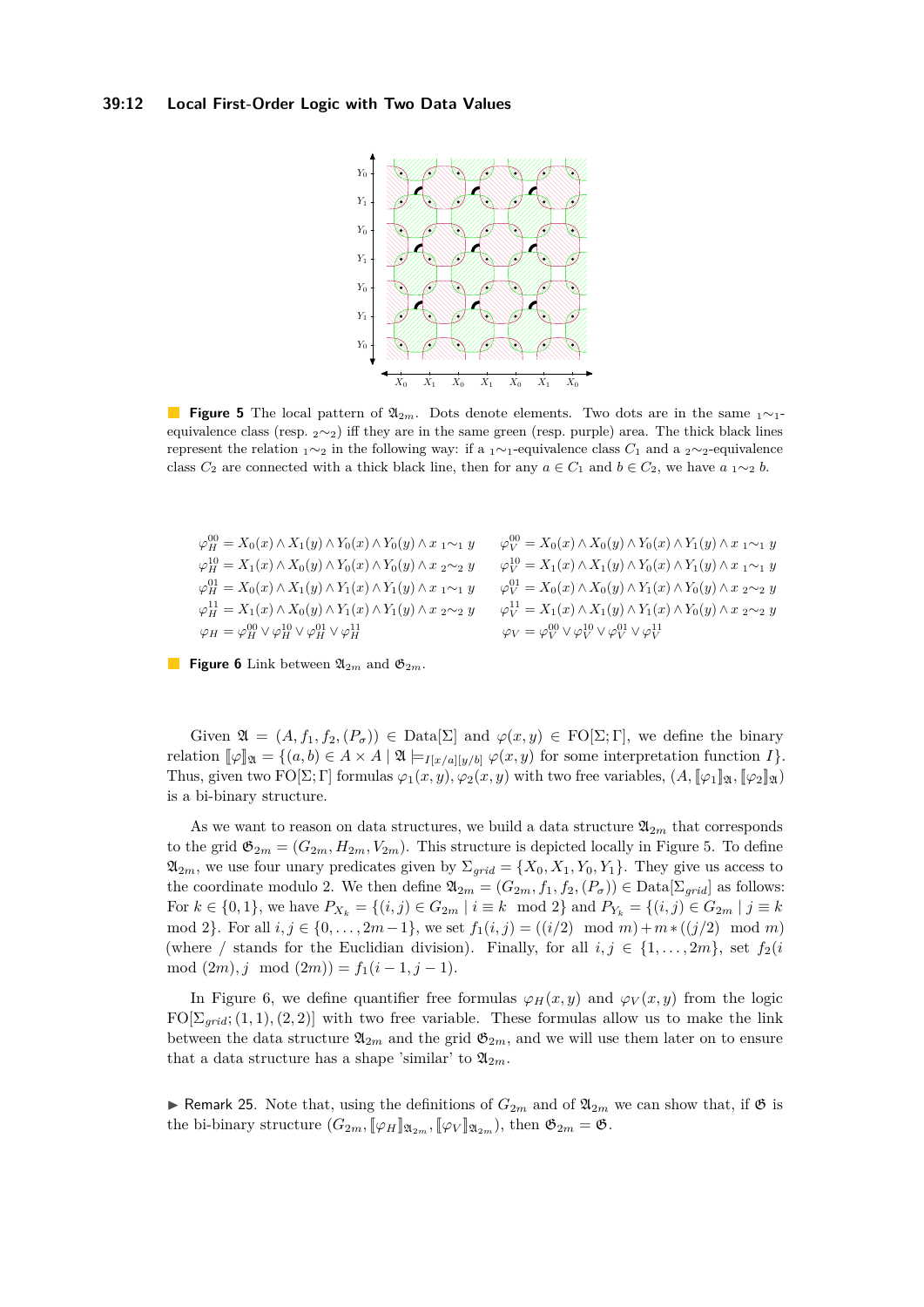**Figure 5** The local pattern of $\mathfrak{A}_{2m}$. Dots denote elements. Two dots are in the same ${}_1{\sim}_1$-equivalence class (resp. ${}_2{\sim}_2$) iff they are in the same green (resp. purple) area. The thick black lines represent the relation ${}_1{\sim}_2$ in the following way: if a ${}_1{\sim}_1$-equivalence class $C_1$ and a ${}_2{\sim}_2$-equivalence class $C_2$ are connected with a thick black line, then for any $a \in C_1$ and $b \in C_2$, we have $a\ {}_1{\sim}_2\ b$.

$$
\begin{aligned}
\varphi_H^{00} &= X_0(x) \wedge X_1(y) \wedge Y_0(x) \wedge Y_0(y) \wedge x\ {}_1{\sim}_1\ y \\
\varphi_H^{10} &= X_1(x) \wedge X_0(y) \wedge Y_0(x) \wedge Y_0(y) \wedge x\ {}_2{\sim}_2\ y \\
\varphi_H^{01} &= X_0(x) \wedge X_1(y) \wedge Y_1(x) \wedge Y_1(y) \wedge x\ {}_1{\sim}_1\ y \\
\varphi_H^{11} &= X_1(x) \wedge X_0(y) \wedge Y_1(x) \wedge Y_1(y) \wedge x\ {}_2{\sim}_2\ y \\
\varphi_H &= \varphi_H^{00} \vee \varphi_H^{10} \vee \varphi_H^{01} \vee \varphi_H^{11}
\end{aligned}
$$

$$
\begin{aligned}
\varphi_V^{00} &= X_0(x) \wedge X_0(y) \wedge Y_0(x) \wedge Y_1(y) \wedge x\ {}_1{\sim}_1\ y \\
\varphi_V^{10} &= X_1(x) \wedge X_1(y) \wedge Y_0(x) \wedge Y_1(y) \wedge x\ {}_1{\sim}_1\ y \\
\varphi_V^{01} &= X_0(x) \wedge X_0(y) \wedge Y_1(x) \wedge Y_0(y) \wedge x\ {}_2{\sim}_2\ y \\
\varphi_V^{11} &= X_1(x) \wedge X_1(y) \wedge Y_1(x) \wedge Y_0(y) \wedge x\ {}_2{\sim}_2\ y \\
\varphi_V &= \varphi_V^{00} \vee \varphi_V^{10} \vee \varphi_V^{01} \vee \varphi_V^{11}
\end{aligned}
$$

**Figure 6** Link between $\mathfrak{A}_{2m}$ and $\mathfrak{G}_{2m}$.

Given $\mathfrak{A} = (A, f_1, f_2, (P_\sigma)) \in \text{Data}[\Sigma]$ and $\varphi(x, y) \in \text{FO}[\Sigma; \Gamma]$, we define the binary relation $[\![\varphi]\!]_{\mathfrak{A}} = \{(a, b) \in A \times A \mid \mathfrak{A} \models_{I[x/a][y/b]} \varphi(x, y)$ for some interpretation function $I\}$. Thus, given two FO$[\Sigma; \Gamma]$ formulas $\varphi_1(x, y), \varphi_2(x, y)$ with two free variables, $(A, [\![\varphi_1]\!]_{\mathfrak{A}}, [\![\varphi_2]\!]_{\mathfrak{A}})$ is a bi-binary structure.

As we want to reason on data structures, we build a data structure $\mathfrak{A}_{2m}$ that corresponds to the grid $\mathfrak{G}_{2m} = (G_{2m}, H_{2m}, V_{2m})$. This structure is depicted locally in Figure 5. To define $\mathfrak{A}_{2m}$, we use four unary predicates given by $\Sigma_{grid} = \{X_0, X_1, Y_0, Y_1\}$. They give us access to the coordinate modulo 2. We then define $\mathfrak{A}_{2m} = (G_{2m}, f_1, f_2, (P_\sigma)) \in \text{Data}[\Sigma_{grid}]$ as follows: For $k \in \{0, 1\}$, we have $P_{X_k} = \{(i, j) \in G_{2m} \mid i \equiv k \mod 2\}$ and $P_{Y_k} = \{(i, j) \in G_{2m} \mid j \equiv k \mod 2\}$. For all $i, j \in \{0, \ldots, 2m-1\}$, we set $f_1(i, j) = ((i/2) \mod m) + m * ((j/2) \mod m)$ (where $/$ stands for the Euclidian division). Finally, for all $i, j \in \{1, \ldots, 2m\}$, set $f_2(i \mod (2m), j \mod (2m)) = f_1(i-1, j-1)$.

In Figure 6, we define quantifier free formulas $\varphi_H(x, y)$ and $\varphi_V(x, y)$ from the logic FO$[\Sigma_{grid}; (1, 1), (2, 2)]$ with two free variable. These formulas allow us to make the link between the data structure $\mathfrak{A}_{2m}$ and the grid $\mathfrak{G}_{2m}$, and we will use them later on to ensure that a data structure has a shape 'similar' to $\mathfrak{A}_{2m}$.

▶ Remark 25. Note that, using the definitions of $G_{2m}$ and of $\mathfrak{A}_{2m}$ we can show that, if $\mathfrak{G}$ is the bi-binary structure $(G_{2m}, [\![\varphi_H]\!]_{\mathfrak{A}_{2m}}, [\![\varphi_V]\!]_{\mathfrak{A}_{2m}})$, then $\mathfrak{G}_{2m} = \mathfrak{G}$.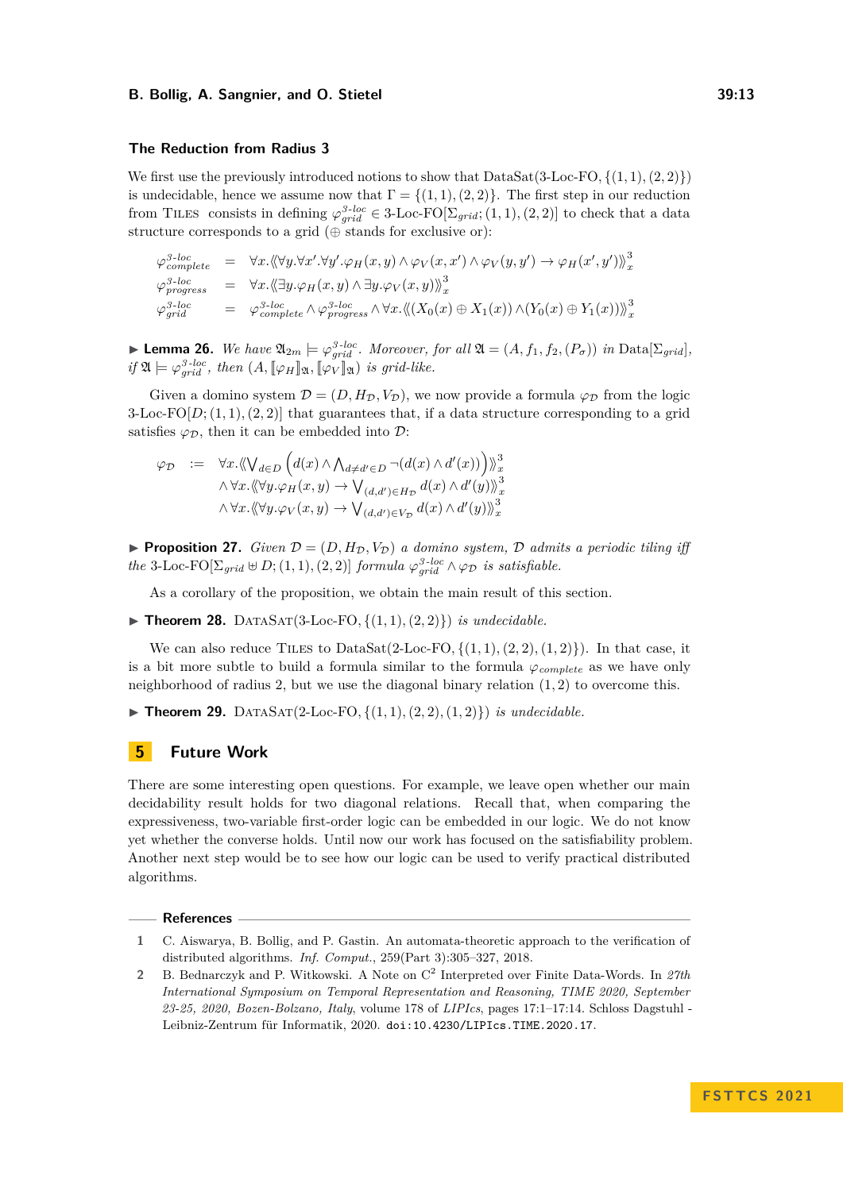### The Reduction from Radius 3

We first use the previously introduced notions to show that DataSat(3-Loc-FO, $\{(1,1),(2,2)\}$) is undecidable, hence we assume now that $\Gamma = \{(1,1),(2,2)\}$. The first step in our reduction from Tiles consists in defining $\varphi^{3\text{-}loc}_{grid} \in$ 3-Loc-FO$[\Sigma_{grid}; (1,1),(2,2)]$ to check that a data structure corresponds to a grid ($\oplus$ stands for exclusive or):

$$
\begin{aligned}
\varphi^{3\text{-}loc}_{complete} &= \forall x. \langle\!\langle \forall y. \forall x'. \forall y'. \varphi_H(x,y) \wedge \varphi_V(x,x') \wedge \varphi_V(y,y') \rightarrow \varphi_H(x',y') \rangle\!\rangle^3_x \\
\varphi^{3\text{-}loc}_{progress} &= \forall x. \langle\!\langle \exists y. \varphi_H(x,y) \wedge \exists y. \varphi_V(x,y) \rangle\!\rangle^3_x \\
\varphi^{3\text{-}loc}_{grid} &= \varphi^{3\text{-}loc}_{complete} \wedge \varphi^{3\text{-}loc}_{progress} \wedge \forall x. \langle\!\langle (X_0(x) \oplus X_1(x)) \wedge (Y_0(x) \oplus Y_1(x)) \rangle\!\rangle^3_x
\end{aligned}
$$

▶ **Lemma 26.** *We have $\mathfrak{A}_{2m} \models \varphi^{3\text{-}loc}_{grid}$. Moreover, for all $\mathfrak{A} = (A, f_1, f_2, (P_\sigma))$ in* Data$[\Sigma_{grid}]$*, if $\mathfrak{A} \models \varphi^{3\text{-}loc}_{grid}$, then $(A, [\![\varphi_H]\!]_{\mathfrak{A}}, [\![\varphi_V]\!]_{\mathfrak{A}})$ is grid-like.*

Given a domino system $\mathcal{D} = (D, H_{\mathcal{D}}, V_{\mathcal{D}})$, we now provide a formula $\varphi_{\mathcal{D}}$ from the logic 3-Loc-FO$[D; (1,1),(2,2)]$ that guarantees that, if a data structure corresponding to a grid satisfies $\varphi_{\mathcal{D}}$, then it can be embedded into $\mathcal{D}$:

$$
\begin{aligned}
\varphi_{\mathcal{D}} \quad := \quad & \forall x. \langle\!\langle \textstyle\bigvee_{d \in D} \Big( d(x) \wedge \bigwedge_{d \neq d' \in D} \neg(d(x) \wedge d'(x)) \Big) \rangle\!\rangle^3_x \\
& \wedge \forall x. \langle\!\langle \forall y. \varphi_H(x,y) \rightarrow \textstyle\bigvee_{(d,d') \in H_{\mathcal{D}}} d(x) \wedge d'(y) \rangle\!\rangle^3_x \\
& \wedge \forall x. \langle\!\langle \forall y. \varphi_V(x,y) \rightarrow \textstyle\bigvee_{(d,d') \in V_{\mathcal{D}}} d(x) \wedge d'(y) \rangle\!\rangle^3_x
\end{aligned}
$$

▶ **Proposition 27.** *Given $\mathcal{D} = (D, H_{\mathcal{D}}, V_{\mathcal{D}})$ a domino system, $\mathcal{D}$ admits a periodic tiling iff the* 3-Loc-FO$[\Sigma_{grid} \uplus D; (1,1),(2,2)]$ *formula $\varphi^{3\text{-}loc}_{grid} \wedge \varphi_{\mathcal{D}}$ is satisfiable.*

As a corollary of the proposition, we obtain the main result of this section.

▶ **Theorem 28.** DataSat(3-Loc-FO, $\{(1,1),(2,2)\}$) *is undecidable.*

We can also reduce Tiles to DataSat(2-Loc-FO, $\{(1,1),(2,2),(1,2)\}$). In that case, it is a bit more subtle to build a formula similar to the formula $\varphi_{complete}$ as we have only neighborhood of radius 2, but we use the diagonal binary relation $(1,2)$ to overcome this.

▶ **Theorem 29.** DataSat(2-Loc-FO, $\{(1,1),(2,2),(1,2)\}$) *is undecidable.*

## 5 Future Work

There are some interesting open questions. For example, we leave open whether our main decidability result holds for two diagonal relations. Recall that, when comparing the expressiveness, two-variable first-order logic can be embedded in our logic. We do not know yet whether the converse holds. Until now our work has focused on the satisfiability problem. Another next step would be to see how our logic can be used to verify practical distributed algorithms.

## References

1. C. Aiswarya, B. Bollig, and P. Gastin. An automata-theoretic approach to the verification of distributed algorithms. *Inf. Comput.*, 259(Part 3):305–327, 2018.
2. B. Bednarczyk and P. Witkowski. A Note on $C^2$ Interpreted over Finite Data-Words. In *27th International Symposium on Temporal Representation and Reasoning, TIME 2020, September 23-25, 2020, Bozen-Bolzano, Italy*, volume 178 of *LIPIcs*, pages 17:1–17:14. Schloss Dagstuhl - Leibniz-Zentrum für Informatik, 2020. doi:10.4230/LIPIcs.TIME.2020.17.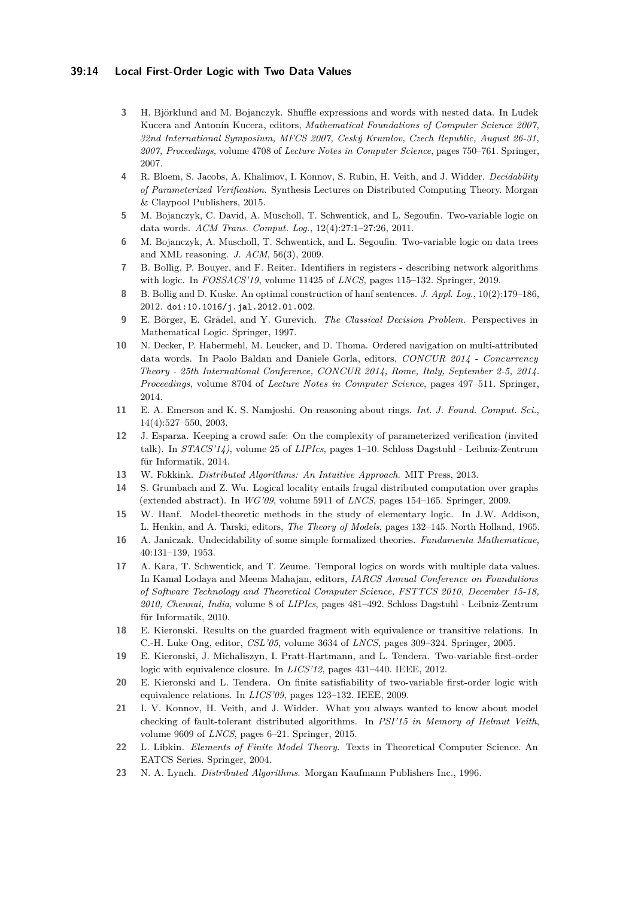3. H. Björklund and M. Bojanczyk. Shuffle expressions and words with nested data. In Ludek Kucera and Antonín Kucera, editors, *Mathematical Foundations of Computer Science 2007, 32nd International Symposium, MFCS 2007, Ceský Krumlov, Czech Republic, August 26-31, 2007, Proceedings*, volume 4708 of *Lecture Notes in Computer Science*, pages 750–761. Springer, 2007.
4. R. Bloem, S. Jacobs, A. Khalimov, I. Konnov, S. Rubin, H. Veith, and J. Widder. *Decidability of Parameterized Verification*. Synthesis Lectures on Distributed Computing Theory. Morgan & Claypool Publishers, 2015.
5. M. Bojanczyk, C. David, A. Muscholl, T. Schwentick, and L. Segoufin. Two-variable logic on data words. *ACM Trans. Comput. Log.*, 12(4):27:1–27:26, 2011.
6. M. Bojanczyk, A. Muscholl, T. Schwentick, and L. Segoufin. Two-variable logic on data trees and XML reasoning. *J. ACM*, 56(3), 2009.
7. B. Bollig, P. Bouyer, and F. Reiter. Identifiers in registers - describing network algorithms with logic. In *FOSSACS'19*, volume 11425 of *LNCS*, pages 115–132. Springer, 2019.
8. B. Bollig and D. Kuske. An optimal construction of hanf sentences. *J. Appl. Log.*, 10(2):179–186, 2012. `doi:10.1016/j.jal.2012.01.002`.
9. E. Börger, E. Grädel, and Y. Gurevich. *The Classical Decision Problem*. Perspectives in Mathematical Logic. Springer, 1997.
10. N. Decker, P. Habermehl, M. Leucker, and D. Thoma. Ordered navigation on multi-attributed data words. In Paolo Baldan and Daniele Gorla, editors, *CONCUR 2014 - Concurrency Theory - 25th International Conference, CONCUR 2014, Rome, Italy, September 2-5, 2014. Proceedings*, volume 8704 of *Lecture Notes in Computer Science*, pages 497–511. Springer, 2014.
11. E. A. Emerson and K. S. Namjoshi. On reasoning about rings. *Int. J. Found. Comput. Sci.*, 14(4):527–550, 2003.
12. J. Esparza. Keeping a crowd safe: On the complexity of parameterized verification (invited talk). In *STACS'14)*, volume 25 of *LIPIcs*, pages 1–10. Schloss Dagstuhl - Leibniz-Zentrum für Informatik, 2014.
13. W. Fokkink. *Distributed Algorithms: An Intuitive Approach*. MIT Press, 2013.
14. S. Grumbach and Z. Wu. Logical locality entails frugal distributed computation over graphs (extended abstract). In *WG'09*, volume 5911 of *LNCS*, pages 154–165. Springer, 2009.
15. W. Hanf. Model-theoretic methods in the study of elementary logic. In J.W. Addison, L. Henkin, and A. Tarski, editors, *The Theory of Models*, pages 132–145. North Holland, 1965.
16. A. Janiczak. Undecidability of some simple formalized theories. *Fundamenta Mathematicae*, 40:131–139, 1953.
17. A. Kara, T. Schwentick, and T. Zeume. Temporal logics on words with multiple data values. In Kamal Lodaya and Meena Mahajan, editors, *IARCS Annual Conference on Foundations of Software Technology and Theoretical Computer Science, FSTTCS 2010, December 15-18, 2010, Chennai, India*, volume 8 of *LIPIcs*, pages 481–492. Schloss Dagstuhl - Leibniz-Zentrum für Informatik, 2010.
18. E. Kieronski. Results on the guarded fragment with equivalence or transitive relations. In C.-H. Luke Ong, editor, *CSL'05*, volume 3634 of *LNCS*, pages 309–324. Springer, 2005.
19. E. Kieronski, J. Michaliszyn, I. Pratt-Hartmann, and L. Tendera. Two-variable first-order logic with equivalence closure. In *LICS'12*, pages 431–440. IEEE, 2012.
20. E. Kieronski and L. Tendera. On finite satisfiability of two-variable first-order logic with equivalence relations. In *LICS'09*, pages 123–132. IEEE, 2009.
21. I. V. Konnov, H. Veith, and J. Widder. What you always wanted to know about model checking of fault-tolerant distributed algorithms. In *PSI'15 in Memory of Helmut Veith*, volume 9609 of *LNCS*, pages 6–21. Springer, 2015.
22. L. Libkin. *Elements of Finite Model Theory*. Texts in Theoretical Computer Science. An EATCS Series. Springer, 2004.
23. N. A. Lynch. *Distributed Algorithms*. Morgan Kaufmann Publishers Inc., 1996.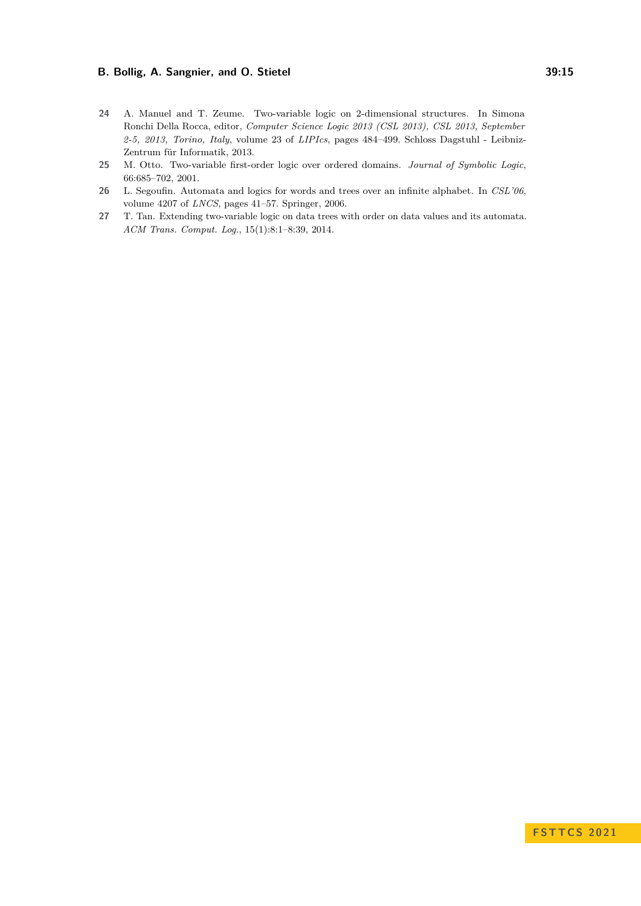24. A. Manuel and T. Zeume. Two-variable logic on 2-dimensional structures. In Simona Ronchi Della Rocca, editor, *Computer Science Logic 2013 (CSL 2013), CSL 2013, September 2-5, 2013, Torino, Italy*, volume 23 of *LIPIcs*, pages 484–499. Schloss Dagstuhl - Leibniz-Zentrum für Informatik, 2013.
25. M. Otto. Two-variable first-order logic over ordered domains. *Journal of Symbolic Logic*, 66:685–702, 2001.
26. L. Segoufin. Automata and logics for words and trees over an infinite alphabet. In *CSL'06*, volume 4207 of *LNCS*, pages 41–57. Springer, 2006.
27. T. Tan. Extending two-variable logic on data trees with order on data values and its automata. *ACM Trans. Comput. Log.*, 15(1):8:1–8:39, 2014.